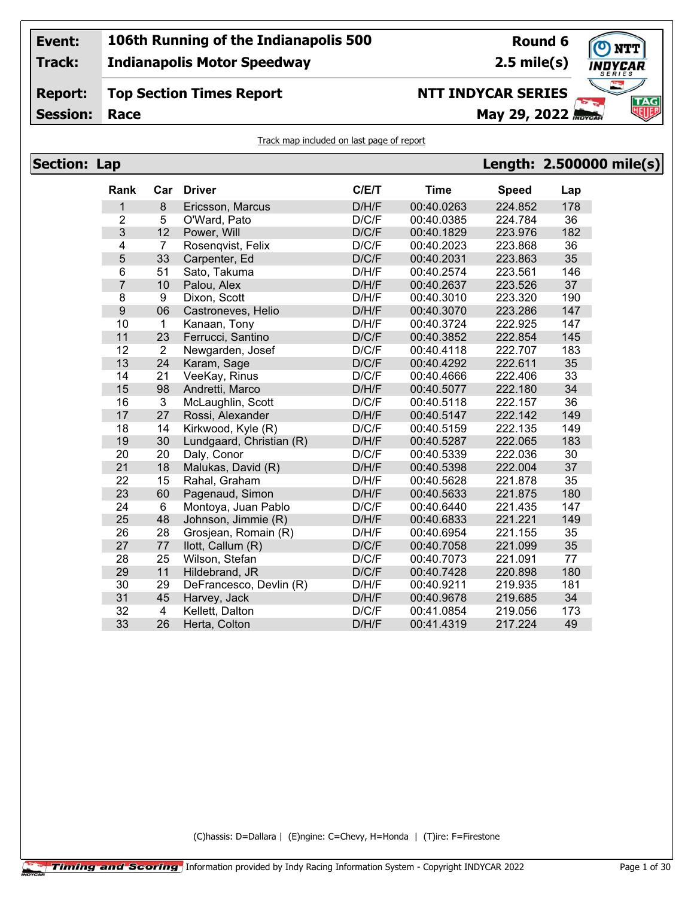**Event:** 106th Running of the Indianapolis 500 — **Round 6**

**Track:** Indianapolis Motor Speedway — **2.5 mile(s)**

**Report:** Top Section Times Report — **NTT INDYCAR SERIES**

**Session:** Race — **May 29, 2022**

Track map included on last page of report

## Section: Lap — Length: 2.500000 mile(s)

| Rank | Car | Driver | C/E/T | Time | Speed | Lap |
|---|---|---|---|---|---|---|
| 1 | 8 | Ericsson, Marcus | D/H/F | 00:40.0263 | 224.852 | 178 |
| 2 | 5 | O'Ward, Pato | D/C/F | 00:40.0385 | 224.784 | 36 |
| 3 | 12 | Power, Will | D/C/F | 00:40.1829 | 223.976 | 182 |
| 4 | 7 | Rosenqvist, Felix | D/C/F | 00:40.2023 | 223.868 | 36 |
| 5 | 33 | Carpenter, Ed | D/C/F | 00:40.2031 | 223.863 | 35 |
| 6 | 51 | Sato, Takuma | D/H/F | 00:40.2574 | 223.561 | 146 |
| 7 | 10 | Palou, Alex | D/H/F | 00:40.2637 | 223.526 | 37 |
| 8 | 9 | Dixon, Scott | D/H/F | 00:40.3010 | 223.320 | 190 |
| 9 | 06 | Castroneves, Helio | D/H/F | 00:40.3070 | 223.286 | 147 |
| 10 | 1 | Kanaan, Tony | D/H/F | 00:40.3724 | 222.925 | 147 |
| 11 | 23 | Ferrucci, Santino | D/C/F | 00:40.3852 | 222.854 | 145 |
| 12 | 2 | Newgarden, Josef | D/C/F | 00:40.4118 | 222.707 | 183 |
| 13 | 24 | Karam, Sage | D/C/F | 00:40.4292 | 222.611 | 35 |
| 14 | 21 | VeeKay, Rinus | D/C/F | 00:40.4666 | 222.406 | 33 |
| 15 | 98 | Andretti, Marco | D/H/F | 00:40.5077 | 222.180 | 34 |
| 16 | 3 | McLaughlin, Scott | D/C/F | 00:40.5118 | 222.157 | 36 |
| 17 | 27 | Rossi, Alexander | D/H/F | 00:40.5147 | 222.142 | 149 |
| 18 | 14 | Kirkwood, Kyle (R) | D/C/F | 00:40.5159 | 222.135 | 149 |
| 19 | 30 | Lundgaard, Christian (R) | D/H/F | 00:40.5287 | 222.065 | 183 |
| 20 | 20 | Daly, Conor | D/C/F | 00:40.5339 | 222.036 | 30 |
| 21 | 18 | Malukas, David (R) | D/H/F | 00:40.5398 | 222.004 | 37 |
| 22 | 15 | Rahal, Graham | D/H/F | 00:40.5628 | 221.878 | 35 |
| 23 | 60 | Pagenaud, Simon | D/H/F | 00:40.5633 | 221.875 | 180 |
| 24 | 6 | Montoya, Juan Pablo | D/C/F | 00:40.6440 | 221.435 | 147 |
| 25 | 48 | Johnson, Jimmie (R) | D/H/F | 00:40.6833 | 221.221 | 149 |
| 26 | 28 | Grosjean, Romain (R) | D/H/F | 00:40.6954 | 221.155 | 35 |
| 27 | 77 | Ilott, Callum (R) | D/C/F | 00:40.7058 | 221.099 | 35 |
| 28 | 25 | Wilson, Stefan | D/C/F | 00:40.7073 | 221.091 | 77 |
| 29 | 11 | Hildebrand, JR | D/C/F | 00:40.7428 | 220.898 | 180 |
| 30 | 29 | DeFrancesco, Devlin (R) | D/H/F | 00:40.9211 | 219.935 | 181 |
| 31 | 45 | Harvey, Jack | D/H/F | 00:40.9678 | 219.685 | 34 |
| 32 | 4 | Kellett, Dalton | D/C/F | 00:41.0854 | 219.056 | 173 |
| 33 | 26 | Herta, Colton | D/H/F | 00:41.4319 | 217.224 | 49 |

(C)hassis: D=Dallara | (E)ngine: C=Chevy, H=Honda | (T)ire: F=Firestone

Timing and Scoring — Information provided by Indy Racing Information System - Copyright INDYCAR 2022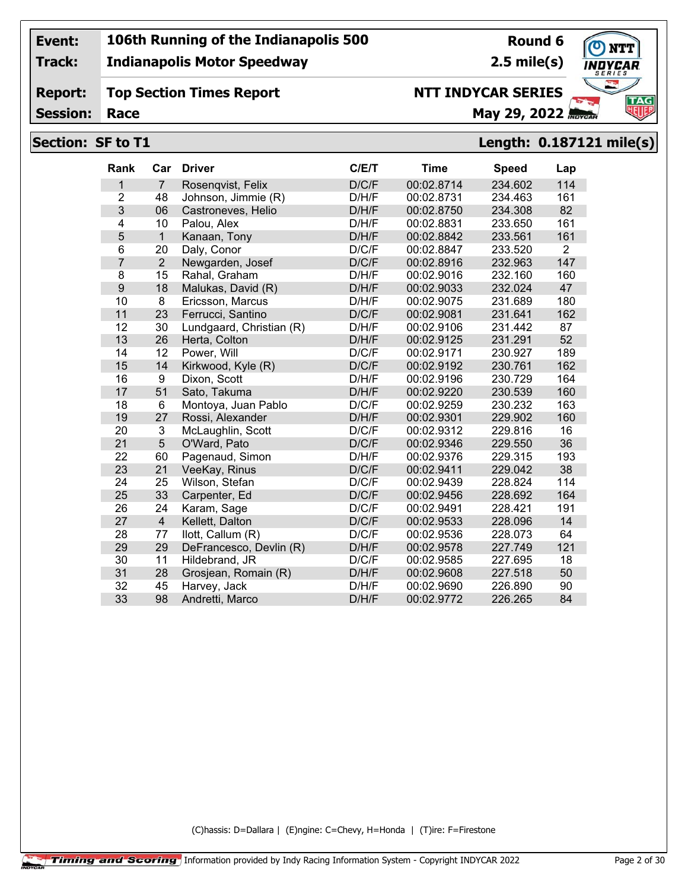| Event: | 106th Running of the Indianapolis 500 | Round 6 |
|---|---|---|
| Track: | Indianapolis Motor Speedway | 2.5 mile(s) |
| Report: | Top Section Times Report | NTT INDYCAR SERIES |
| Session: | Race | May 29, 2022 |

## Section: SF to T1 — Length: 0.187121 mile(s)

| Rank | Car | Driver | C/E/T | Time | Speed | Lap |
|---|---|---|---|---|---|---|
| 1 | 7 | Rosenqvist, Felix | D/C/F | 00:02.8714 | 234.602 | 114 |
| 2 | 48 | Johnson, Jimmie (R) | D/H/F | 00:02.8731 | 234.463 | 161 |
| 3 | 06 | Castroneves, Helio | D/H/F | 00:02.8750 | 234.308 | 82 |
| 4 | 10 | Palou, Alex | D/H/F | 00:02.8831 | 233.650 | 161 |
| 5 | 1 | Kanaan, Tony | D/H/F | 00:02.8842 | 233.561 | 161 |
| 6 | 20 | Daly, Conor | D/C/F | 00:02.8847 | 233.520 | 2 |
| 7 | 2 | Newgarden, Josef | D/C/F | 00:02.8916 | 232.963 | 147 |
| 8 | 15 | Rahal, Graham | D/H/F | 00:02.9016 | 232.160 | 160 |
| 9 | 18 | Malukas, David (R) | D/H/F | 00:02.9033 | 232.024 | 47 |
| 10 | 8 | Ericsson, Marcus | D/H/F | 00:02.9075 | 231.689 | 180 |
| 11 | 23 | Ferrucci, Santino | D/C/F | 00:02.9081 | 231.641 | 162 |
| 12 | 30 | Lundgaard, Christian (R) | D/H/F | 00:02.9106 | 231.442 | 87 |
| 13 | 26 | Herta, Colton | D/H/F | 00:02.9125 | 231.291 | 52 |
| 14 | 12 | Power, Will | D/C/F | 00:02.9171 | 230.927 | 189 |
| 15 | 14 | Kirkwood, Kyle (R) | D/C/F | 00:02.9192 | 230.761 | 162 |
| 16 | 9 | Dixon, Scott | D/H/F | 00:02.9196 | 230.729 | 164 |
| 17 | 51 | Sato, Takuma | D/H/F | 00:02.9220 | 230.539 | 160 |
| 18 | 6 | Montoya, Juan Pablo | D/C/F | 00:02.9259 | 230.232 | 163 |
| 19 | 27 | Rossi, Alexander | D/H/F | 00:02.9301 | 229.902 | 160 |
| 20 | 3 | McLaughlin, Scott | D/C/F | 00:02.9312 | 229.816 | 16 |
| 21 | 5 | O'Ward, Pato | D/C/F | 00:02.9346 | 229.550 | 36 |
| 22 | 60 | Pagenaud, Simon | D/H/F | 00:02.9376 | 229.315 | 193 |
| 23 | 21 | VeeKay, Rinus | D/C/F | 00:02.9411 | 229.042 | 38 |
| 24 | 25 | Wilson, Stefan | D/C/F | 00:02.9439 | 228.824 | 114 |
| 25 | 33 | Carpenter, Ed | D/C/F | 00:02.9456 | 228.692 | 164 |
| 26 | 24 | Karam, Sage | D/C/F | 00:02.9491 | 228.421 | 191 |
| 27 | 4 | Kellett, Dalton | D/C/F | 00:02.9533 | 228.096 | 14 |
| 28 | 77 | Ilott, Callum (R) | D/C/F | 00:02.9536 | 228.073 | 64 |
| 29 | 29 | DeFrancesco, Devlin (R) | D/H/F | 00:02.9578 | 227.749 | 121 |
| 30 | 11 | Hildebrand, JR | D/C/F | 00:02.9585 | 227.695 | 18 |
| 31 | 28 | Grosjean, Romain (R) | D/H/F | 00:02.9608 | 227.518 | 50 |
| 32 | 45 | Harvey, Jack | D/H/F | 00:02.9690 | 226.890 | 90 |
| 33 | 98 | Andretti, Marco | D/H/F | 00:02.9772 | 226.265 | 84 |

(C)hassis: D=Dallara | (E)ngine: C=Chevy, H=Honda | (T)ire: F=Firestone

Timing and Scoring — Information provided by Indy Racing Information System - Copyright INDYCAR 2022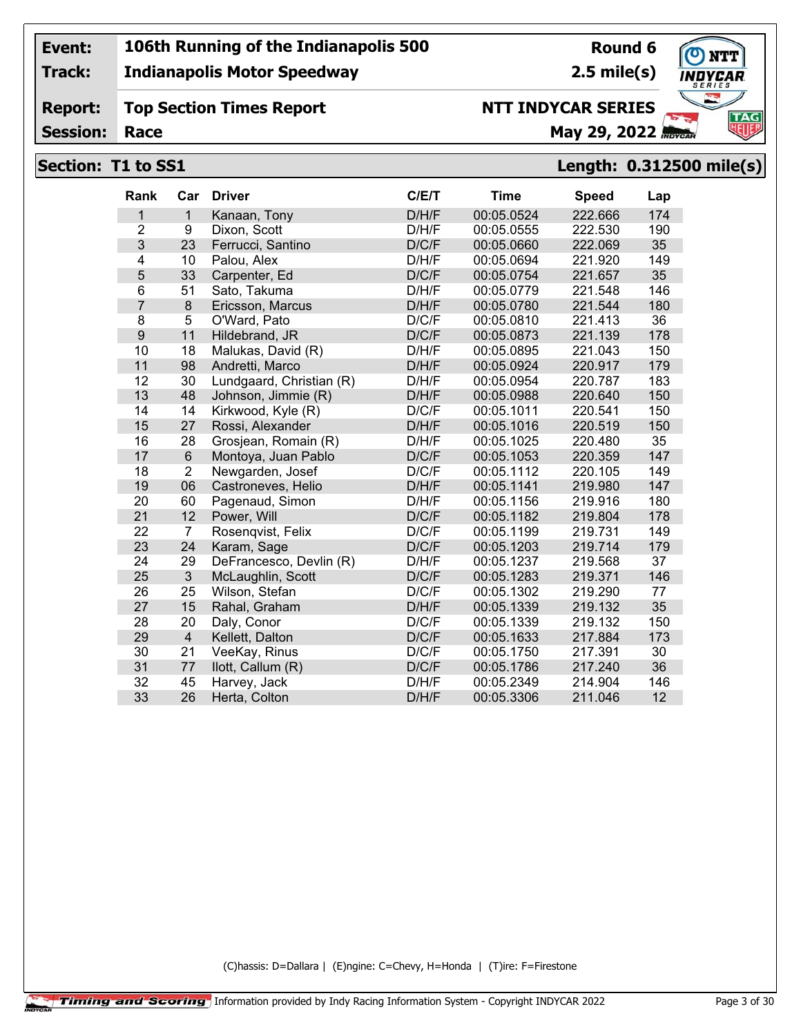**Event:** 106th Running of the Indianapolis 500 — **Round 6**

**Track:** Indianapolis Motor Speedway — **2.5 mile(s)**

**Report:** Top Section Times Report — **NTT INDYCAR SERIES**

**Session:** Race — **May 29, 2022**

## Section: T1 to SS1 — Length: 0.312500 mile(s)

| Rank | Car | Driver | C/E/T | Time | Speed | Lap |
|---|---|---|---|---|---|---|
| 1 | 1 | Kanaan, Tony | D/H/F | 00:05.0524 | 222.666 | 174 |
| 2 | 9 | Dixon, Scott | D/H/F | 00:05.0555 | 222.530 | 190 |
| 3 | 23 | Ferrucci, Santino | D/C/F | 00:05.0660 | 222.069 | 35 |
| 4 | 10 | Palou, Alex | D/H/F | 00:05.0694 | 221.920 | 149 |
| 5 | 33 | Carpenter, Ed | D/C/F | 00:05.0754 | 221.657 | 35 |
| 6 | 51 | Sato, Takuma | D/H/F | 00:05.0779 | 221.548 | 146 |
| 7 | 8 | Ericsson, Marcus | D/H/F | 00:05.0780 | 221.544 | 180 |
| 8 | 5 | O'Ward, Pato | D/C/F | 00:05.0810 | 221.413 | 36 |
| 9 | 11 | Hildebrand, JR | D/C/F | 00:05.0873 | 221.139 | 178 |
| 10 | 18 | Malukas, David (R) | D/H/F | 00:05.0895 | 221.043 | 150 |
| 11 | 98 | Andretti, Marco | D/H/F | 00:05.0924 | 220.917 | 179 |
| 12 | 30 | Lundgaard, Christian (R) | D/H/F | 00:05.0954 | 220.787 | 183 |
| 13 | 48 | Johnson, Jimmie (R) | D/H/F | 00:05.0988 | 220.640 | 150 |
| 14 | 14 | Kirkwood, Kyle (R) | D/C/F | 00:05.1011 | 220.541 | 150 |
| 15 | 27 | Rossi, Alexander | D/H/F | 00:05.1016 | 220.519 | 150 |
| 16 | 28 | Grosjean, Romain (R) | D/H/F | 00:05.1025 | 220.480 | 35 |
| 17 | 6 | Montoya, Juan Pablo | D/C/F | 00:05.1053 | 220.359 | 147 |
| 18 | 2 | Newgarden, Josef | D/C/F | 00:05.1112 | 220.105 | 149 |
| 19 | 06 | Castroneves, Helio | D/H/F | 00:05.1141 | 219.980 | 147 |
| 20 | 60 | Pagenaud, Simon | D/H/F | 00:05.1156 | 219.916 | 180 |
| 21 | 12 | Power, Will | D/C/F | 00:05.1182 | 219.804 | 178 |
| 22 | 7 | Rosenqvist, Felix | D/C/F | 00:05.1199 | 219.731 | 149 |
| 23 | 24 | Karam, Sage | D/C/F | 00:05.1203 | 219.714 | 179 |
| 24 | 29 | DeFrancesco, Devlin (R) | D/H/F | 00:05.1237 | 219.568 | 37 |
| 25 | 3 | McLaughlin, Scott | D/C/F | 00:05.1283 | 219.371 | 146 |
| 26 | 25 | Wilson, Stefan | D/C/F | 00:05.1302 | 219.290 | 77 |
| 27 | 15 | Rahal, Graham | D/H/F | 00:05.1339 | 219.132 | 35 |
| 28 | 20 | Daly, Conor | D/C/F | 00:05.1339 | 219.132 | 150 |
| 29 | 4 | Kellett, Dalton | D/C/F | 00:05.1633 | 217.884 | 173 |
| 30 | 21 | VeeKay, Rinus | D/C/F | 00:05.1750 | 217.391 | 30 |
| 31 | 77 | Ilott, Callum (R) | D/C/F | 00:05.1786 | 217.240 | 36 |
| 32 | 45 | Harvey, Jack | D/H/F | 00:05.2349 | 214.904 | 146 |
| 33 | 26 | Herta, Colton | D/H/F | 00:05.3306 | 211.046 | 12 |

(C)hassis: D=Dallara | (E)ngine: C=Chevy, H=Honda | (T)ire: F=Firestone

Information provided by Indy Racing Information System - Copyright INDYCAR 2022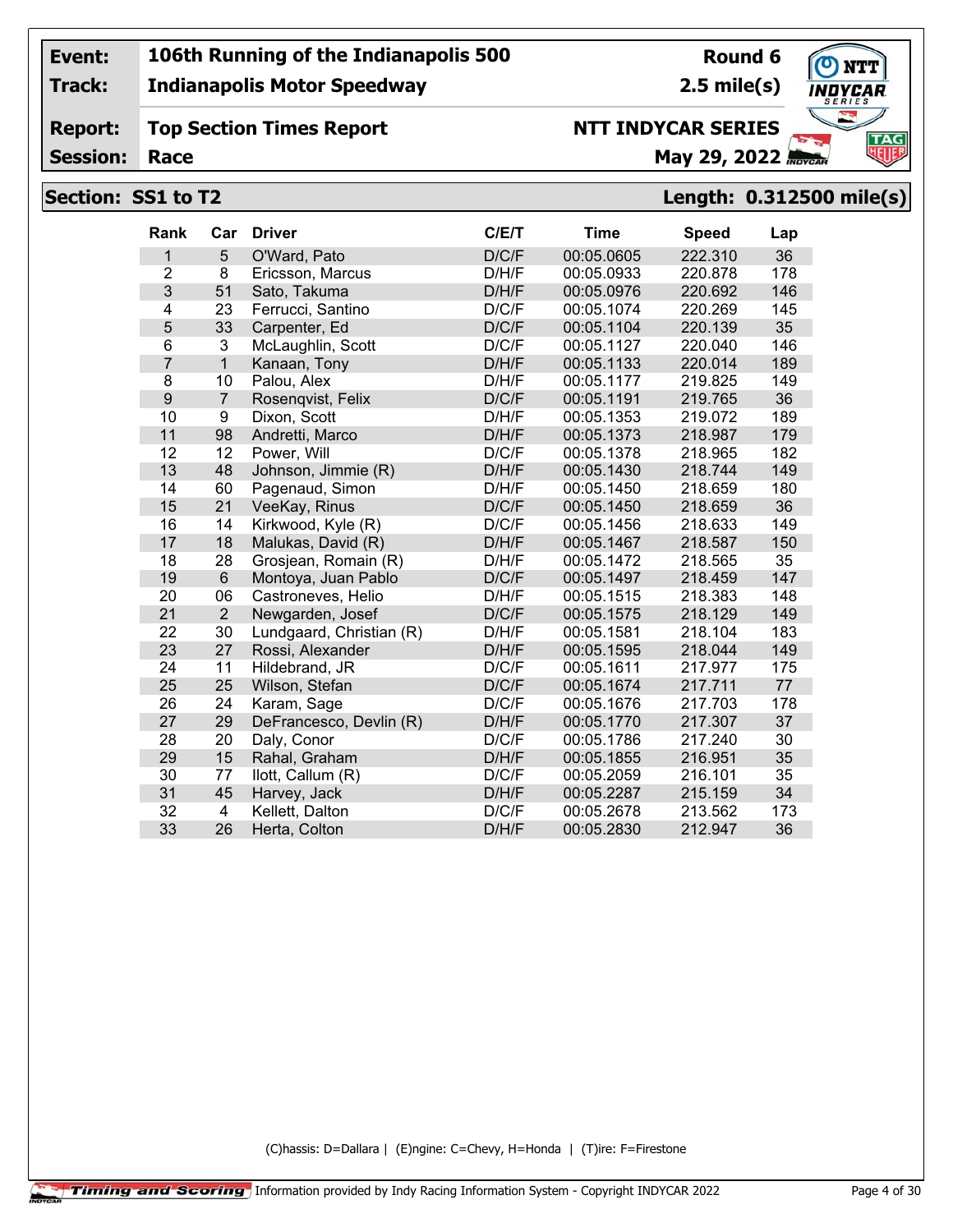**Event:** 106th Running of the Indianapolis 500 — **Round 6**

**Track:** Indianapolis Motor Speedway — **2.5 mile(s)**

**Report:** Top Section Times Report — **NTT INDYCAR SERIES**

**Session:** Race — **May 29, 2022**

## Section: SS1 to T2 — Length: 0.312500 mile(s)

| Rank | Car | Driver | C/E/T | Time | Speed | Lap |
|---|---|---|---|---|---|---|
| 1 | 5 | O'Ward, Pato | D/C/F | 00:05.0605 | 222.310 | 36 |
| 2 | 8 | Ericsson, Marcus | D/H/F | 00:05.0933 | 220.878 | 178 |
| 3 | 51 | Sato, Takuma | D/H/F | 00:05.0976 | 220.692 | 146 |
| 4 | 23 | Ferrucci, Santino | D/C/F | 00:05.1074 | 220.269 | 145 |
| 5 | 33 | Carpenter, Ed | D/C/F | 00:05.1104 | 220.139 | 35 |
| 6 | 3 | McLaughlin, Scott | D/C/F | 00:05.1127 | 220.040 | 146 |
| 7 | 1 | Kanaan, Tony | D/H/F | 00:05.1133 | 220.014 | 189 |
| 8 | 10 | Palou, Alex | D/H/F | 00:05.1177 | 219.825 | 149 |
| 9 | 7 | Rosenqvist, Felix | D/C/F | 00:05.1191 | 219.765 | 36 |
| 10 | 9 | Dixon, Scott | D/H/F | 00:05.1353 | 219.072 | 189 |
| 11 | 98 | Andretti, Marco | D/H/F | 00:05.1373 | 218.987 | 179 |
| 12 | 12 | Power, Will | D/C/F | 00:05.1378 | 218.965 | 182 |
| 13 | 48 | Johnson, Jimmie (R) | D/H/F | 00:05.1430 | 218.744 | 149 |
| 14 | 60 | Pagenaud, Simon | D/H/F | 00:05.1450 | 218.659 | 180 |
| 15 | 21 | VeeKay, Rinus | D/C/F | 00:05.1450 | 218.659 | 36 |
| 16 | 14 | Kirkwood, Kyle (R) | D/C/F | 00:05.1456 | 218.633 | 149 |
| 17 | 18 | Malukas, David (R) | D/H/F | 00:05.1467 | 218.587 | 150 |
| 18 | 28 | Grosjean, Romain (R) | D/H/F | 00:05.1472 | 218.565 | 35 |
| 19 | 6 | Montoya, Juan Pablo | D/C/F | 00:05.1497 | 218.459 | 147 |
| 20 | 06 | Castroneves, Helio | D/H/F | 00:05.1515 | 218.383 | 148 |
| 21 | 2 | Newgarden, Josef | D/C/F | 00:05.1575 | 218.129 | 149 |
| 22 | 30 | Lundgaard, Christian (R) | D/H/F | 00:05.1581 | 218.104 | 183 |
| 23 | 27 | Rossi, Alexander | D/H/F | 00:05.1595 | 218.044 | 149 |
| 24 | 11 | Hildebrand, JR | D/C/F | 00:05.1611 | 217.977 | 175 |
| 25 | 25 | Wilson, Stefan | D/C/F | 00:05.1674 | 217.711 | 77 |
| 26 | 24 | Karam, Sage | D/C/F | 00:05.1676 | 217.703 | 178 |
| 27 | 29 | DeFrancesco, Devlin (R) | D/H/F | 00:05.1770 | 217.307 | 37 |
| 28 | 20 | Daly, Conor | D/C/F | 00:05.1786 | 217.240 | 30 |
| 29 | 15 | Rahal, Graham | D/H/F | 00:05.1855 | 216.951 | 35 |
| 30 | 77 | Ilott, Callum (R) | D/C/F | 00:05.2059 | 216.101 | 35 |
| 31 | 45 | Harvey, Jack | D/H/F | 00:05.2287 | 215.159 | 34 |
| 32 | 4 | Kellett, Dalton | D/C/F | 00:05.2678 | 213.562 | 173 |
| 33 | 26 | Herta, Colton | D/H/F | 00:05.2830 | 212.947 | 36 |

(C)hassis: D=Dallara | (E)ngine: C=Chevy, H=Honda | (T)ire: F=Firestone

Timing and Scoring — Information provided by Indy Racing Information System - Copyright INDYCAR 2022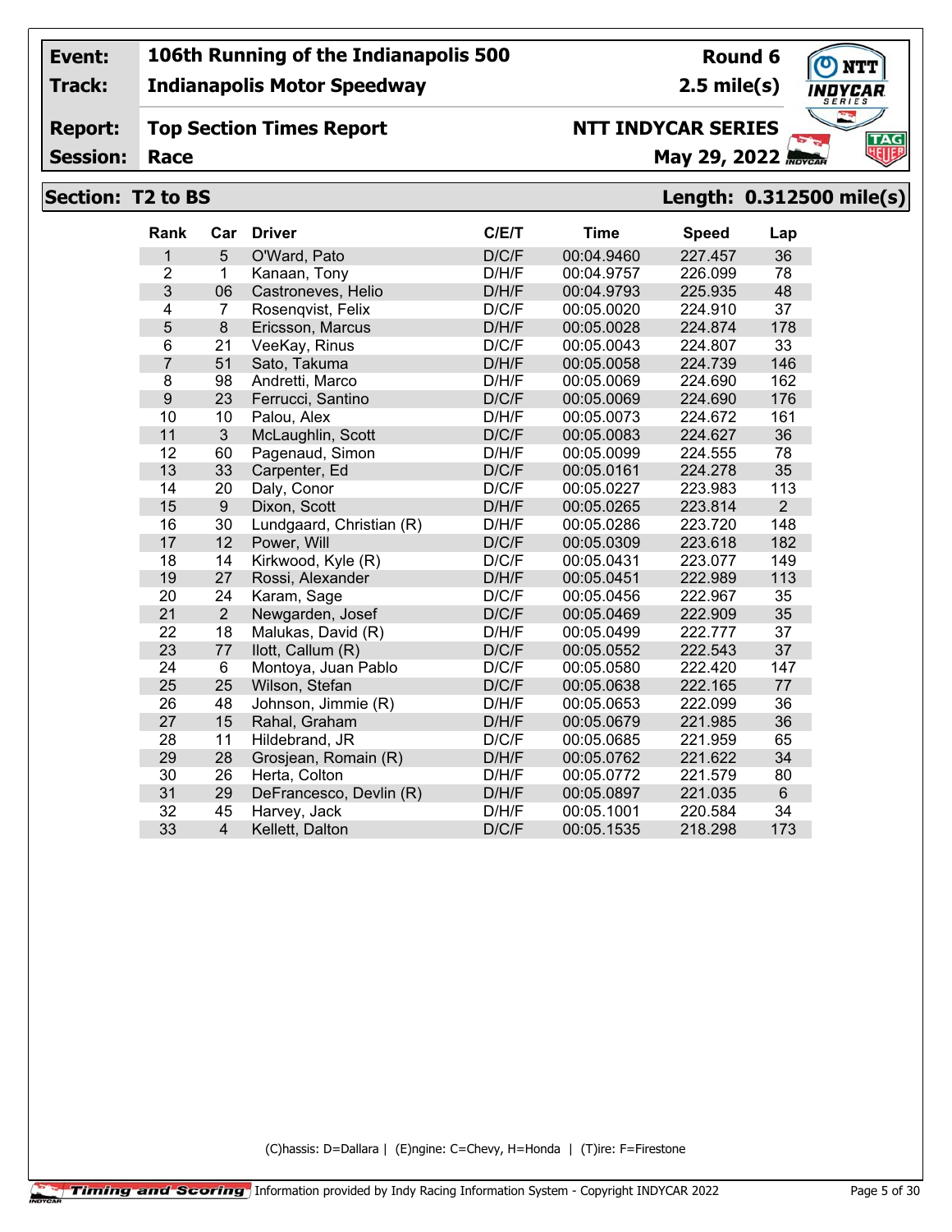**Event:** 106th Running of the Indianapolis 500 — **Round 6**

**Track:** Indianapolis Motor Speedway — **2.5 mile(s)**

**Report:** Top Section Times Report — **NTT INDYCAR SERIES**

**Session:** Race — **May 29, 2022**

## Section: T2 to BS — Length: 0.312500 mile(s)

| Rank | Car | Driver | C/E/T | Time | Speed | Lap |
|---|---|---|---|---|---|---|
| 1 | 5 | O'Ward, Pato | D/C/F | 00:04.9460 | 227.457 | 36 |
| 2 | 1 | Kanaan, Tony | D/H/F | 00:04.9757 | 226.099 | 78 |
| 3 | 06 | Castroneves, Helio | D/H/F | 00:04.9793 | 225.935 | 48 |
| 4 | 7 | Rosenqvist, Felix | D/C/F | 00:05.0020 | 224.910 | 37 |
| 5 | 8 | Ericsson, Marcus | D/H/F | 00:05.0028 | 224.874 | 178 |
| 6 | 21 | VeeKay, Rinus | D/C/F | 00:05.0043 | 224.807 | 33 |
| 7 | 51 | Sato, Takuma | D/H/F | 00:05.0058 | 224.739 | 146 |
| 8 | 98 | Andretti, Marco | D/H/F | 00:05.0069 | 224.690 | 162 |
| 9 | 23 | Ferrucci, Santino | D/C/F | 00:05.0069 | 224.690 | 176 |
| 10 | 10 | Palou, Alex | D/H/F | 00:05.0073 | 224.672 | 161 |
| 11 | 3 | McLaughlin, Scott | D/C/F | 00:05.0083 | 224.627 | 36 |
| 12 | 60 | Pagenaud, Simon | D/H/F | 00:05.0099 | 224.555 | 78 |
| 13 | 33 | Carpenter, Ed | D/C/F | 00:05.0161 | 224.278 | 35 |
| 14 | 20 | Daly, Conor | D/C/F | 00:05.0227 | 223.983 | 113 |
| 15 | 9 | Dixon, Scott | D/H/F | 00:05.0265 | 223.814 | 2 |
| 16 | 30 | Lundgaard, Christian (R) | D/H/F | 00:05.0286 | 223.720 | 148 |
| 17 | 12 | Power, Will | D/C/F | 00:05.0309 | 223.618 | 182 |
| 18 | 14 | Kirkwood, Kyle (R) | D/C/F | 00:05.0431 | 223.077 | 149 |
| 19 | 27 | Rossi, Alexander | D/H/F | 00:05.0451 | 222.989 | 113 |
| 20 | 24 | Karam, Sage | D/C/F | 00:05.0456 | 222.967 | 35 |
| 21 | 2 | Newgarden, Josef | D/C/F | 00:05.0469 | 222.909 | 35 |
| 22 | 18 | Malukas, David (R) | D/H/F | 00:05.0499 | 222.777 | 37 |
| 23 | 77 | Ilott, Callum (R) | D/C/F | 00:05.0552 | 222.543 | 37 |
| 24 | 6 | Montoya, Juan Pablo | D/C/F | 00:05.0580 | 222.420 | 147 |
| 25 | 25 | Wilson, Stefan | D/C/F | 00:05.0638 | 222.165 | 77 |
| 26 | 48 | Johnson, Jimmie (R) | D/H/F | 00:05.0653 | 222.099 | 36 |
| 27 | 15 | Rahal, Graham | D/H/F | 00:05.0679 | 221.985 | 36 |
| 28 | 11 | Hildebrand, JR | D/C/F | 00:05.0685 | 221.959 | 65 |
| 29 | 28 | Grosjean, Romain (R) | D/H/F | 00:05.0762 | 221.622 | 34 |
| 30 | 26 | Herta, Colton | D/H/F | 00:05.0772 | 221.579 | 80 |
| 31 | 29 | DeFrancesco, Devlin (R) | D/H/F | 00:05.0897 | 221.035 | 6 |
| 32 | 45 | Harvey, Jack | D/H/F | 00:05.1001 | 220.584 | 34 |
| 33 | 4 | Kellett, Dalton | D/C/F | 00:05.1535 | 218.298 | 173 |

(C)hassis: D=Dallara | (E)ngine: C=Chevy, H=Honda | (T)ire: F=Firestone

Timing and Scoring — Information provided by Indy Racing Information System - Copyright INDYCAR 2022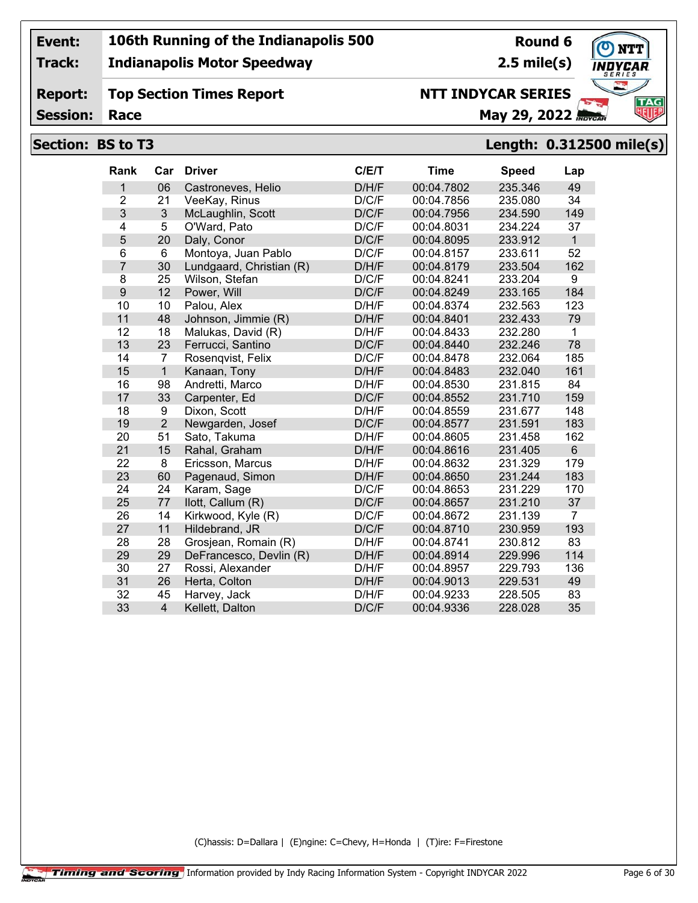| Event: | 106th Running of the Indianapolis 500 | Round 6 |
|---|---|---|
| Track: | Indianapolis Motor Speedway | 2.5 mile(s) |
| Report: | Top Section Times Report | NTT INDYCAR SERIES |
| Session: | Race | May 29, 2022 |

## Section: BS to T3 — Length: 0.312500 mile(s)

| Rank | Car | Driver | C/E/T | Time | Speed | Lap |
|---|---|---|---|---|---|---|
| 1 | 06 | Castroneves, Helio | D/H/F | 00:04.7802 | 235.346 | 49 |
| 2 | 21 | VeeKay, Rinus | D/C/F | 00:04.7856 | 235.080 | 34 |
| 3 | 3 | McLaughlin, Scott | D/C/F | 00:04.7956 | 234.590 | 149 |
| 4 | 5 | O'Ward, Pato | D/C/F | 00:04.8031 | 234.224 | 37 |
| 5 | 20 | Daly, Conor | D/C/F | 00:04.8095 | 233.912 | 1 |
| 6 | 6 | Montoya, Juan Pablo | D/C/F | 00:04.8157 | 233.611 | 52 |
| 7 | 30 | Lundgaard, Christian (R) | D/H/F | 00:04.8179 | 233.504 | 162 |
| 8 | 25 | Wilson, Stefan | D/C/F | 00:04.8241 | 233.204 | 9 |
| 9 | 12 | Power, Will | D/C/F | 00:04.8249 | 233.165 | 184 |
| 10 | 10 | Palou, Alex | D/H/F | 00:04.8374 | 232.563 | 123 |
| 11 | 48 | Johnson, Jimmie (R) | D/H/F | 00:04.8401 | 232.433 | 79 |
| 12 | 18 | Malukas, David (R) | D/H/F | 00:04.8433 | 232.280 | 1 |
| 13 | 23 | Ferrucci, Santino | D/C/F | 00:04.8440 | 232.246 | 78 |
| 14 | 7 | Rosenqvist, Felix | D/C/F | 00:04.8478 | 232.064 | 185 |
| 15 | 1 | Kanaan, Tony | D/H/F | 00:04.8483 | 232.040 | 161 |
| 16 | 98 | Andretti, Marco | D/H/F | 00:04.8530 | 231.815 | 84 |
| 17 | 33 | Carpenter, Ed | D/C/F | 00:04.8552 | 231.710 | 159 |
| 18 | 9 | Dixon, Scott | D/H/F | 00:04.8559 | 231.677 | 148 |
| 19 | 2 | Newgarden, Josef | D/C/F | 00:04.8577 | 231.591 | 183 |
| 20 | 51 | Sato, Takuma | D/H/F | 00:04.8605 | 231.458 | 162 |
| 21 | 15 | Rahal, Graham | D/H/F | 00:04.8616 | 231.405 | 6 |
| 22 | 8 | Ericsson, Marcus | D/H/F | 00:04.8632 | 231.329 | 179 |
| 23 | 60 | Pagenaud, Simon | D/H/F | 00:04.8650 | 231.244 | 183 |
| 24 | 24 | Karam, Sage | D/C/F | 00:04.8653 | 231.229 | 170 |
| 25 | 77 | Ilott, Callum (R) | D/C/F | 00:04.8657 | 231.210 | 37 |
| 26 | 14 | Kirkwood, Kyle (R) | D/C/F | 00:04.8672 | 231.139 | 7 |
| 27 | 11 | Hildebrand, JR | D/C/F | 00:04.8710 | 230.959 | 193 |
| 28 | 28 | Grosjean, Romain (R) | D/H/F | 00:04.8741 | 230.812 | 83 |
| 29 | 29 | DeFrancesco, Devlin (R) | D/H/F | 00:04.8914 | 229.996 | 114 |
| 30 | 27 | Rossi, Alexander | D/H/F | 00:04.8957 | 229.793 | 136 |
| 31 | 26 | Herta, Colton | D/H/F | 00:04.9013 | 229.531 | 49 |
| 32 | 45 | Harvey, Jack | D/H/F | 00:04.9233 | 228.505 | 83 |
| 33 | 4 | Kellett, Dalton | D/C/F | 00:04.9336 | 228.028 | 35 |

(C)hassis: D=Dallara | (E)ngine: C=Chevy, H=Honda | (T)ire: F=Firestone

Timing and Scoring — Information provided by Indy Racing Information System - Copyright INDYCAR 2022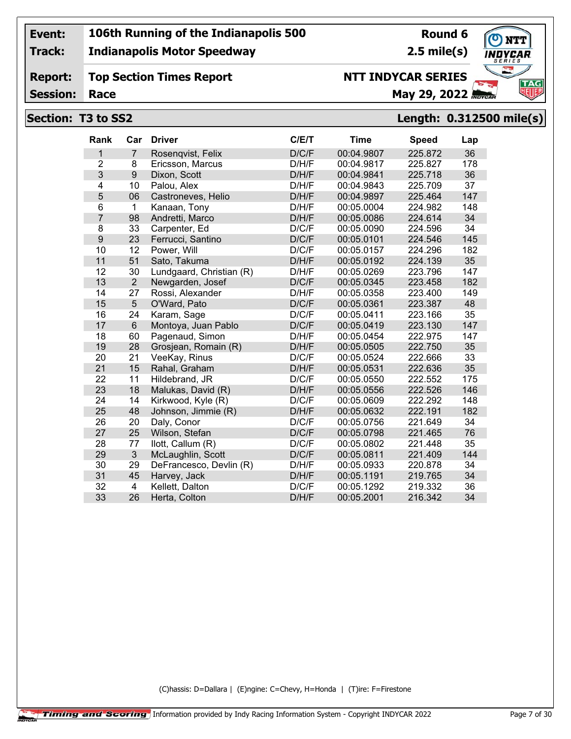| Event: | 106th Running of the Indianapolis 500 | Round 6 |
|---|---|---|
| Track: | Indianapolis Motor Speedway | 2.5 mile(s) |
| Report: | Top Section Times Report | NTT INDYCAR SERIES |
| Session: | Race | May 29, 2022 |

## Section: T3 to SS2 — Length: 0.312500 mile(s)

| Rank | Car | Driver | C/E/T | Time | Speed | Lap |
|---|---|---|---|---|---|---|
| 1 | 7 | Rosenqvist, Felix | D/C/F | 00:04.9807 | 225.872 | 36 |
| 2 | 8 | Ericsson, Marcus | D/H/F | 00:04.9817 | 225.827 | 178 |
| 3 | 9 | Dixon, Scott | D/H/F | 00:04.9841 | 225.718 | 36 |
| 4 | 10 | Palou, Alex | D/H/F | 00:04.9843 | 225.709 | 37 |
| 5 | 06 | Castroneves, Helio | D/H/F | 00:04.9897 | 225.464 | 147 |
| 6 | 1 | Kanaan, Tony | D/H/F | 00:05.0004 | 224.982 | 148 |
| 7 | 98 | Andretti, Marco | D/H/F | 00:05.0086 | 224.614 | 34 |
| 8 | 33 | Carpenter, Ed | D/C/F | 00:05.0090 | 224.596 | 34 |
| 9 | 23 | Ferrucci, Santino | D/C/F | 00:05.0101 | 224.546 | 145 |
| 10 | 12 | Power, Will | D/C/F | 00:05.0157 | 224.296 | 182 |
| 11 | 51 | Sato, Takuma | D/H/F | 00:05.0192 | 224.139 | 35 |
| 12 | 30 | Lundgaard, Christian (R) | D/H/F | 00:05.0269 | 223.796 | 147 |
| 13 | 2 | Newgarden, Josef | D/C/F | 00:05.0345 | 223.458 | 182 |
| 14 | 27 | Rossi, Alexander | D/H/F | 00:05.0358 | 223.400 | 149 |
| 15 | 5 | O'Ward, Pato | D/C/F | 00:05.0361 | 223.387 | 48 |
| 16 | 24 | Karam, Sage | D/C/F | 00:05.0411 | 223.166 | 35 |
| 17 | 6 | Montoya, Juan Pablo | D/C/F | 00:05.0419 | 223.130 | 147 |
| 18 | 60 | Pagenaud, Simon | D/H/F | 00:05.0454 | 222.975 | 147 |
| 19 | 28 | Grosjean, Romain (R) | D/H/F | 00:05.0505 | 222.750 | 35 |
| 20 | 21 | VeeKay, Rinus | D/C/F | 00:05.0524 | 222.666 | 33 |
| 21 | 15 | Rahal, Graham | D/H/F | 00:05.0531 | 222.636 | 35 |
| 22 | 11 | Hildebrand, JR | D/C/F | 00:05.0550 | 222.552 | 175 |
| 23 | 18 | Malukas, David (R) | D/H/F | 00:05.0556 | 222.526 | 146 |
| 24 | 14 | Kirkwood, Kyle (R) | D/C/F | 00:05.0609 | 222.292 | 148 |
| 25 | 48 | Johnson, Jimmie (R) | D/H/F | 00:05.0632 | 222.191 | 182 |
| 26 | 20 | Daly, Conor | D/C/F | 00:05.0756 | 221.649 | 34 |
| 27 | 25 | Wilson, Stefan | D/C/F | 00:05.0798 | 221.465 | 76 |
| 28 | 77 | Ilott, Callum (R) | D/C/F | 00:05.0802 | 221.448 | 35 |
| 29 | 3 | McLaughlin, Scott | D/C/F | 00:05.0811 | 221.409 | 144 |
| 30 | 29 | DeFrancesco, Devlin (R) | D/H/F | 00:05.0933 | 220.878 | 34 |
| 31 | 45 | Harvey, Jack | D/H/F | 00:05.1191 | 219.765 | 34 |
| 32 | 4 | Kellett, Dalton | D/C/F | 00:05.1292 | 219.332 | 36 |
| 33 | 26 | Herta, Colton | D/H/F | 00:05.2001 | 216.342 | 34 |

(C)hassis: D=Dallara | (E)ngine: C=Chevy, H=Honda | (T)ire: F=Firestone

Timing and Scoring — Information provided by Indy Racing Information System - Copyright INDYCAR 2022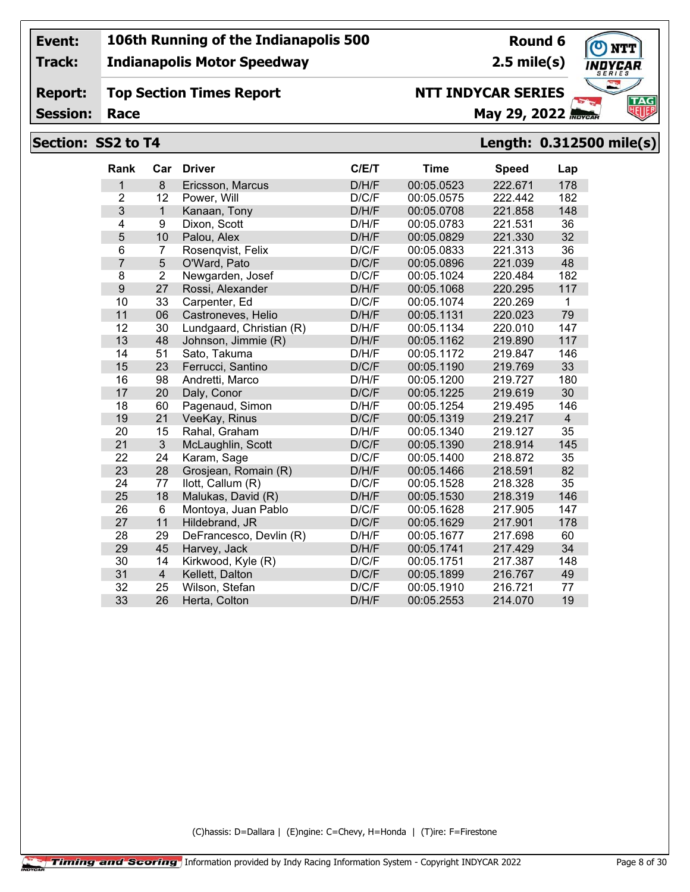**Event:** 106th Running of the Indianapolis 500 — **Round 6**

**Track:** Indianapolis Motor Speedway — **2.5 mile(s)**

**Report:** Top Section Times Report — **NTT INDYCAR SERIES**

**Session:** Race — **May 29, 2022**

## Section: SS2 to T4 — Length: 0.312500 mile(s)

| Rank | Car | Driver | C/E/T | Time | Speed | Lap |
|---|---|---|---|---|---|---|
| 1 | 8 | Ericsson, Marcus | D/H/F | 00:05.0523 | 222.671 | 178 |
| 2 | 12 | Power, Will | D/C/F | 00:05.0575 | 222.442 | 182 |
| 3 | 1 | Kanaan, Tony | D/H/F | 00:05.0708 | 221.858 | 148 |
| 4 | 9 | Dixon, Scott | D/H/F | 00:05.0783 | 221.531 | 36 |
| 5 | 10 | Palou, Alex | D/H/F | 00:05.0829 | 221.330 | 32 |
| 6 | 7 | Rosenqvist, Felix | D/C/F | 00:05.0833 | 221.313 | 36 |
| 7 | 5 | O'Ward, Pato | D/C/F | 00:05.0896 | 221.039 | 48 |
| 8 | 2 | Newgarden, Josef | D/C/F | 00:05.1024 | 220.484 | 182 |
| 9 | 27 | Rossi, Alexander | D/H/F | 00:05.1068 | 220.295 | 117 |
| 10 | 33 | Carpenter, Ed | D/C/F | 00:05.1074 | 220.269 | 1 |
| 11 | 06 | Castroneves, Helio | D/H/F | 00:05.1131 | 220.023 | 79 |
| 12 | 30 | Lundgaard, Christian (R) | D/H/F | 00:05.1134 | 220.010 | 147 |
| 13 | 48 | Johnson, Jimmie (R) | D/H/F | 00:05.1162 | 219.890 | 117 |
| 14 | 51 | Sato, Takuma | D/H/F | 00:05.1172 | 219.847 | 146 |
| 15 | 23 | Ferrucci, Santino | D/C/F | 00:05.1190 | 219.769 | 33 |
| 16 | 98 | Andretti, Marco | D/H/F | 00:05.1200 | 219.727 | 180 |
| 17 | 20 | Daly, Conor | D/C/F | 00:05.1225 | 219.619 | 30 |
| 18 | 60 | Pagenaud, Simon | D/H/F | 00:05.1254 | 219.495 | 146 |
| 19 | 21 | VeeKay, Rinus | D/C/F | 00:05.1319 | 219.217 | 4 |
| 20 | 15 | Rahal, Graham | D/H/F | 00:05.1340 | 219.127 | 35 |
| 21 | 3 | McLaughlin, Scott | D/C/F | 00:05.1390 | 218.914 | 145 |
| 22 | 24 | Karam, Sage | D/C/F | 00:05.1400 | 218.872 | 35 |
| 23 | 28 | Grosjean, Romain (R) | D/H/F | 00:05.1466 | 218.591 | 82 |
| 24 | 77 | Ilott, Callum (R) | D/C/F | 00:05.1528 | 218.328 | 35 |
| 25 | 18 | Malukas, David (R) | D/H/F | 00:05.1530 | 218.319 | 146 |
| 26 | 6 | Montoya, Juan Pablo | D/C/F | 00:05.1628 | 217.905 | 147 |
| 27 | 11 | Hildebrand, JR | D/C/F | 00:05.1629 | 217.901 | 178 |
| 28 | 29 | DeFrancesco, Devlin (R) | D/H/F | 00:05.1677 | 217.698 | 60 |
| 29 | 45 | Harvey, Jack | D/H/F | 00:05.1741 | 217.429 | 34 |
| 30 | 14 | Kirkwood, Kyle (R) | D/C/F | 00:05.1751 | 217.387 | 148 |
| 31 | 4 | Kellett, Dalton | D/C/F | 00:05.1899 | 216.767 | 49 |
| 32 | 25 | Wilson, Stefan | D/C/F | 00:05.1910 | 216.721 | 77 |
| 33 | 26 | Herta, Colton | D/H/F | 00:05.2553 | 214.070 | 19 |

(C)hassis: D=Dallara | (E)ngine: C=Chevy, H=Honda | (T)ire: F=Firestone

Timing and Scoring — Information provided by Indy Racing Information System - Copyright INDYCAR 2022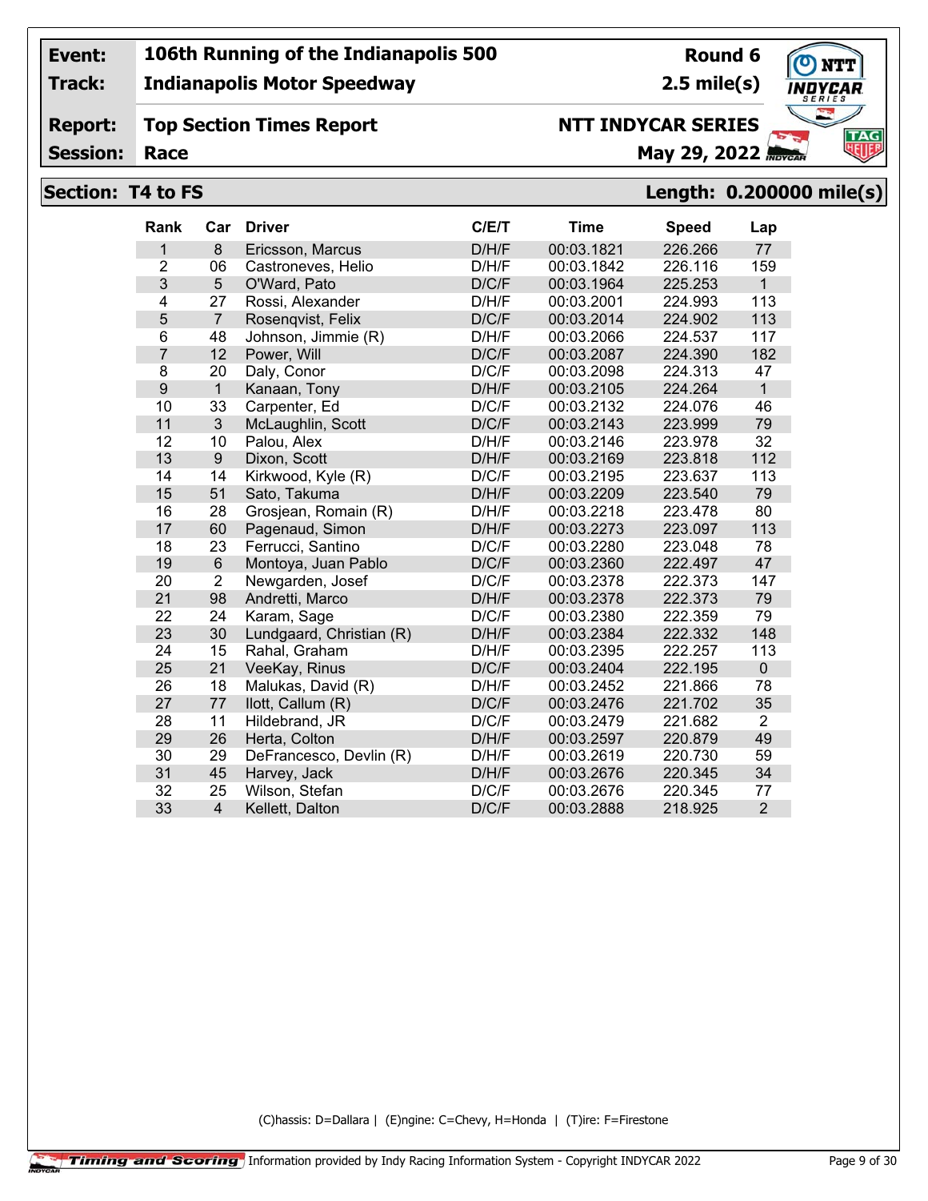| Event: | 106th Running of the Indianapolis 500 | Round 6 |
|---|---|---|
| Track: | Indianapolis Motor Speedway | 2.5 mile(s) |
| Report: | Top Section Times Report | NTT INDYCAR SERIES |
| Session: | Race | May 29, 2022 |

## Section: T4 to FS — Length: 0.200000 mile(s)

| Rank | Car | Driver | C/E/T | Time | Speed | Lap |
|---|---|---|---|---|---|---|
| 1 | 8 | Ericsson, Marcus | D/H/F | 00:03.1821 | 226.266 | 77 |
| 2 | 06 | Castroneves, Helio | D/H/F | 00:03.1842 | 226.116 | 159 |
| 3 | 5 | O'Ward, Pato | D/C/F | 00:03.1964 | 225.253 | 1 |
| 4 | 27 | Rossi, Alexander | D/H/F | 00:03.2001 | 224.993 | 113 |
| 5 | 7 | Rosenqvist, Felix | D/C/F | 00:03.2014 | 224.902 | 113 |
| 6 | 48 | Johnson, Jimmie (R) | D/H/F | 00:03.2066 | 224.537 | 117 |
| 7 | 12 | Power, Will | D/C/F | 00:03.2087 | 224.390 | 182 |
| 8 | 20 | Daly, Conor | D/C/F | 00:03.2098 | 224.313 | 47 |
| 9 | 1 | Kanaan, Tony | D/H/F | 00:03.2105 | 224.264 | 1 |
| 10 | 33 | Carpenter, Ed | D/C/F | 00:03.2132 | 224.076 | 46 |
| 11 | 3 | McLaughlin, Scott | D/C/F | 00:03.2143 | 223.999 | 79 |
| 12 | 10 | Palou, Alex | D/H/F | 00:03.2146 | 223.978 | 32 |
| 13 | 9 | Dixon, Scott | D/H/F | 00:03.2169 | 223.818 | 112 |
| 14 | 14 | Kirkwood, Kyle (R) | D/C/F | 00:03.2195 | 223.637 | 113 |
| 15 | 51 | Sato, Takuma | D/H/F | 00:03.2209 | 223.540 | 79 |
| 16 | 28 | Grosjean, Romain (R) | D/H/F | 00:03.2218 | 223.478 | 80 |
| 17 | 60 | Pagenaud, Simon | D/H/F | 00:03.2273 | 223.097 | 113 |
| 18 | 23 | Ferrucci, Santino | D/C/F | 00:03.2280 | 223.048 | 78 |
| 19 | 6 | Montoya, Juan Pablo | D/C/F | 00:03.2360 | 222.497 | 47 |
| 20 | 2 | Newgarden, Josef | D/C/F | 00:03.2378 | 222.373 | 147 |
| 21 | 98 | Andretti, Marco | D/H/F | 00:03.2378 | 222.373 | 79 |
| 22 | 24 | Karam, Sage | D/C/F | 00:03.2380 | 222.359 | 79 |
| 23 | 30 | Lundgaard, Christian (R) | D/H/F | 00:03.2384 | 222.332 | 148 |
| 24 | 15 | Rahal, Graham | D/H/F | 00:03.2395 | 222.257 | 113 |
| 25 | 21 | VeeKay, Rinus | D/C/F | 00:03.2404 | 222.195 | 0 |
| 26 | 18 | Malukas, David (R) | D/H/F | 00:03.2452 | 221.866 | 78 |
| 27 | 77 | Ilott, Callum (R) | D/C/F | 00:03.2476 | 221.702 | 35 |
| 28 | 11 | Hildebrand, JR | D/C/F | 00:03.2479 | 221.682 | 2 |
| 29 | 26 | Herta, Colton | D/H/F | 00:03.2597 | 220.879 | 49 |
| 30 | 29 | DeFrancesco, Devlin (R) | D/H/F | 00:03.2619 | 220.730 | 59 |
| 31 | 45 | Harvey, Jack | D/H/F | 00:03.2676 | 220.345 | 34 |
| 32 | 25 | Wilson, Stefan | D/C/F | 00:03.2676 | 220.345 | 77 |
| 33 | 4 | Kellett, Dalton | D/C/F | 00:03.2888 | 218.925 | 2 |

(C)hassis: D=Dallara | (E)ngine: C=Chevy, H=Honda | (T)ire: F=Firestone

Timing and Scoring Information provided by Indy Racing Information System - Copyright INDYCAR 2022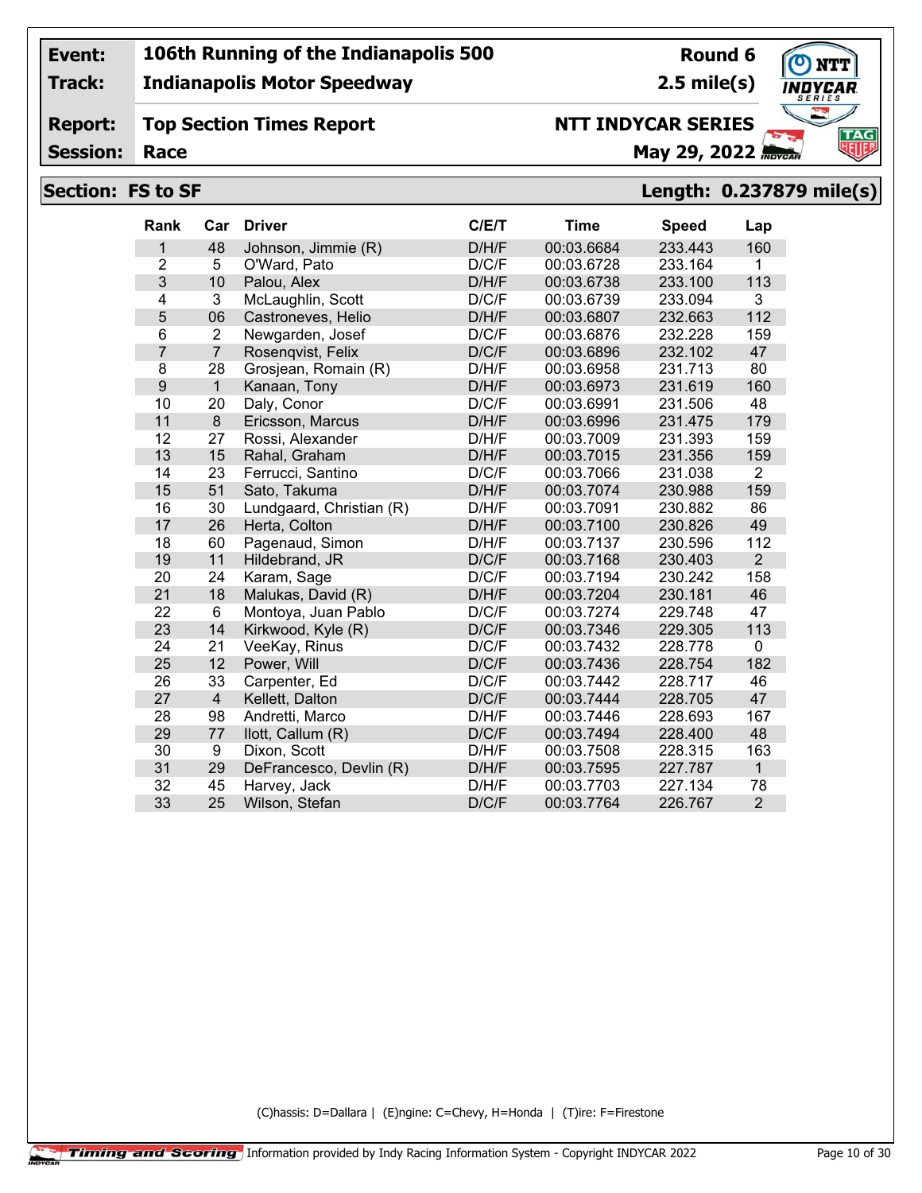| Event: | 106th Running of the Indianapolis 500 | Round 6 |
|---|---|---|
| Track: | Indianapolis Motor Speedway | 2.5 mile(s) |
| Report: | Top Section Times Report | NTT INDYCAR SERIES |
| Session: | Race | May 29, 2022 |

## Section: FS to SF

**Length: 0.237879 mile(s)**

| Rank | Car | Driver | C/E/T | Time | Speed | Lap |
|---|---|---|---|---|---|---|
| 1 | 48 | Johnson, Jimmie (R) | D/H/F | 00:03.6684 | 233.443 | 160 |
| 2 | 5 | O'Ward, Pato | D/C/F | 00:03.6728 | 233.164 | 1 |
| 3 | 10 | Palou, Alex | D/H/F | 00:03.6738 | 233.100 | 113 |
| 4 | 3 | McLaughlin, Scott | D/C/F | 00:03.6739 | 233.094 | 3 |
| 5 | 06 | Castroneves, Helio | D/H/F | 00:03.6807 | 232.663 | 112 |
| 6 | 2 | Newgarden, Josef | D/C/F | 00:03.6876 | 232.228 | 159 |
| 7 | 7 | Rosenqvist, Felix | D/C/F | 00:03.6896 | 232.102 | 47 |
| 8 | 28 | Grosjean, Romain (R) | D/H/F | 00:03.6958 | 231.713 | 80 |
| 9 | 1 | Kanaan, Tony | D/H/F | 00:03.6973 | 231.619 | 160 |
| 10 | 20 | Daly, Conor | D/C/F | 00:03.6991 | 231.506 | 48 |
| 11 | 8 | Ericsson, Marcus | D/H/F | 00:03.6996 | 231.475 | 179 |
| 12 | 27 | Rossi, Alexander | D/H/F | 00:03.7009 | 231.393 | 159 |
| 13 | 15 | Rahal, Graham | D/H/F | 00:03.7015 | 231.356 | 159 |
| 14 | 23 | Ferrucci, Santino | D/C/F | 00:03.7066 | 231.038 | 2 |
| 15 | 51 | Sato, Takuma | D/H/F | 00:03.7074 | 230.988 | 159 |
| 16 | 30 | Lundgaard, Christian (R) | D/H/F | 00:03.7091 | 230.882 | 86 |
| 17 | 26 | Herta, Colton | D/H/F | 00:03.7100 | 230.826 | 49 |
| 18 | 60 | Pagenaud, Simon | D/H/F | 00:03.7137 | 230.596 | 112 |
| 19 | 11 | Hildebrand, JR | D/C/F | 00:03.7168 | 230.403 | 2 |
| 20 | 24 | Karam, Sage | D/C/F | 00:03.7194 | 230.242 | 158 |
| 21 | 18 | Malukas, David (R) | D/H/F | 00:03.7204 | 230.181 | 46 |
| 22 | 6 | Montoya, Juan Pablo | D/C/F | 00:03.7274 | 229.748 | 47 |
| 23 | 14 | Kirkwood, Kyle (R) | D/C/F | 00:03.7346 | 229.305 | 113 |
| 24 | 21 | VeeKay, Rinus | D/C/F | 00:03.7432 | 228.778 | 0 |
| 25 | 12 | Power, Will | D/C/F | 00:03.7436 | 228.754 | 182 |
| 26 | 33 | Carpenter, Ed | D/C/F | 00:03.7442 | 228.717 | 46 |
| 27 | 4 | Kellett, Dalton | D/C/F | 00:03.7444 | 228.705 | 47 |
| 28 | 98 | Andretti, Marco | D/H/F | 00:03.7446 | 228.693 | 167 |
| 29 | 77 | Ilott, Callum (R) | D/C/F | 00:03.7494 | 228.400 | 48 |
| 30 | 9 | Dixon, Scott | D/H/F | 00:03.7508 | 228.315 | 163 |
| 31 | 29 | DeFrancesco, Devlin (R) | D/H/F | 00:03.7595 | 227.787 | 1 |
| 32 | 45 | Harvey, Jack | D/H/F | 00:03.7703 | 227.134 | 78 |
| 33 | 25 | Wilson, Stefan | D/C/F | 00:03.7764 | 226.767 | 2 |

(C)hassis: D=Dallara | (E)ngine: C=Chevy, H=Honda | (T)ire: F=Firestone

Timing and Scoring Information provided by Indy Racing Information System - Copyright INDYCAR 2022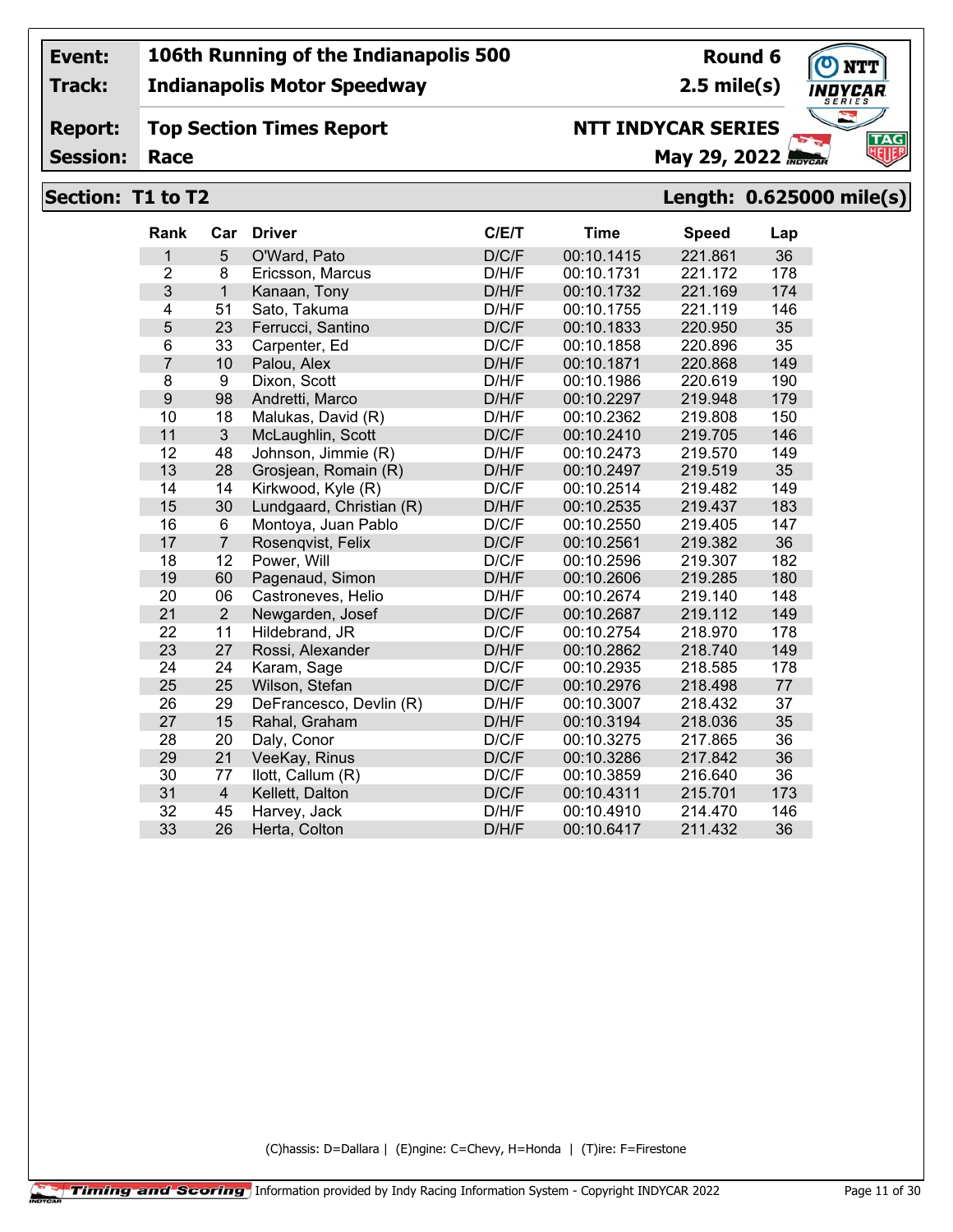**Event:** 106th Running of the Indianapolis 500 — **Round 6**

**Track:** Indianapolis Motor Speedway — **2.5 mile(s)**

**Report:** Top Section Times Report — **NTT INDYCAR SERIES**

**Session:** Race — **May 29, 2022**

## Section: T1 to T2 — Length: 0.625000 mile(s)

| Rank | Car | Driver | C/E/T | Time | Speed | Lap |
|---|---|---|---|---|---|---|
| 1 | 5 | O'Ward, Pato | D/C/F | 00:10.1415 | 221.861 | 36 |
| 2 | 8 | Ericsson, Marcus | D/H/F | 00:10.1731 | 221.172 | 178 |
| 3 | 1 | Kanaan, Tony | D/H/F | 00:10.1732 | 221.169 | 174 |
| 4 | 51 | Sato, Takuma | D/H/F | 00:10.1755 | 221.119 | 146 |
| 5 | 23 | Ferrucci, Santino | D/C/F | 00:10.1833 | 220.950 | 35 |
| 6 | 33 | Carpenter, Ed | D/C/F | 00:10.1858 | 220.896 | 35 |
| 7 | 10 | Palou, Alex | D/H/F | 00:10.1871 | 220.868 | 149 |
| 8 | 9 | Dixon, Scott | D/H/F | 00:10.1986 | 220.619 | 190 |
| 9 | 98 | Andretti, Marco | D/H/F | 00:10.2297 | 219.948 | 179 |
| 10 | 18 | Malukas, David (R) | D/H/F | 00:10.2362 | 219.808 | 150 |
| 11 | 3 | McLaughlin, Scott | D/C/F | 00:10.2410 | 219.705 | 146 |
| 12 | 48 | Johnson, Jimmie (R) | D/H/F | 00:10.2473 | 219.570 | 149 |
| 13 | 28 | Grosjean, Romain (R) | D/H/F | 00:10.2497 | 219.519 | 35 |
| 14 | 14 | Kirkwood, Kyle (R) | D/C/F | 00:10.2514 | 219.482 | 149 |
| 15 | 30 | Lundgaard, Christian (R) | D/H/F | 00:10.2535 | 219.437 | 183 |
| 16 | 6 | Montoya, Juan Pablo | D/C/F | 00:10.2550 | 219.405 | 147 |
| 17 | 7 | Rosenqvist, Felix | D/C/F | 00:10.2561 | 219.382 | 36 |
| 18 | 12 | Power, Will | D/C/F | 00:10.2596 | 219.307 | 182 |
| 19 | 60 | Pagenaud, Simon | D/H/F | 00:10.2606 | 219.285 | 180 |
| 20 | 06 | Castroneves, Helio | D/H/F | 00:10.2674 | 219.140 | 148 |
| 21 | 2 | Newgarden, Josef | D/C/F | 00:10.2687 | 219.112 | 149 |
| 22 | 11 | Hildebrand, JR | D/C/F | 00:10.2754 | 218.970 | 178 |
| 23 | 27 | Rossi, Alexander | D/H/F | 00:10.2862 | 218.740 | 149 |
| 24 | 24 | Karam, Sage | D/C/F | 00:10.2935 | 218.585 | 178 |
| 25 | 25 | Wilson, Stefan | D/C/F | 00:10.2976 | 218.498 | 77 |
| 26 | 29 | DeFrancesco, Devlin (R) | D/H/F | 00:10.3007 | 218.432 | 37 |
| 27 | 15 | Rahal, Graham | D/H/F | 00:10.3194 | 218.036 | 35 |
| 28 | 20 | Daly, Conor | D/C/F | 00:10.3275 | 217.865 | 36 |
| 29 | 21 | VeeKay, Rinus | D/C/F | 00:10.3286 | 217.842 | 36 |
| 30 | 77 | Ilott, Callum (R) | D/C/F | 00:10.3859 | 216.640 | 36 |
| 31 | 4 | Kellett, Dalton | D/C/F | 00:10.4311 | 215.701 | 173 |
| 32 | 45 | Harvey, Jack | D/H/F | 00:10.4910 | 214.470 | 146 |
| 33 | 26 | Herta, Colton | D/H/F | 00:10.6417 | 211.432 | 36 |

(C)hassis: D=Dallara | (E)ngine: C=Chevy, H=Honda | (T)ire: F=Firestone

Timing and Scoring — Information provided by Indy Racing Information System - Copyright INDYCAR 2022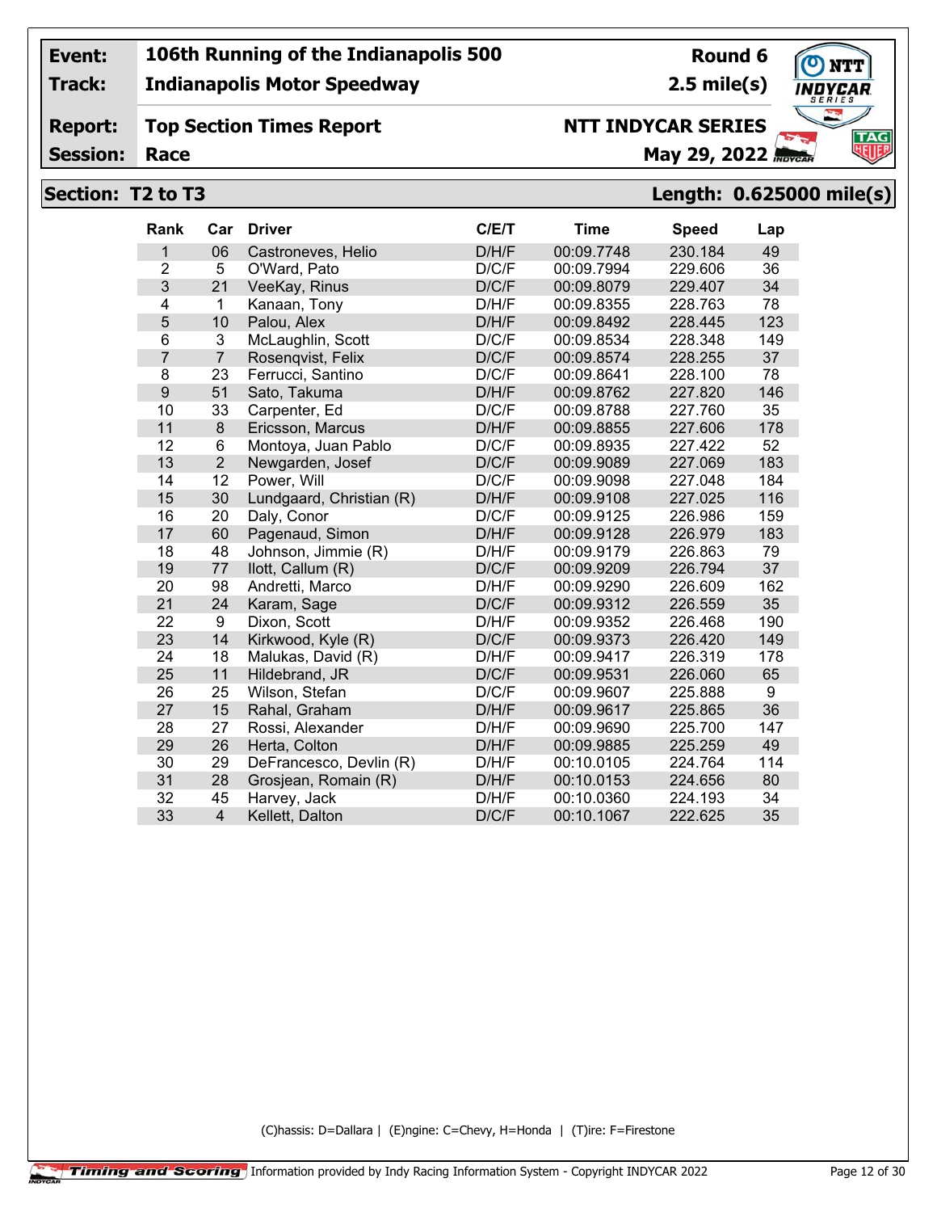**Event:** 106th Running of the Indianapolis 500 — **Round 6**

**Track:** Indianapolis Motor Speedway — **2.5 mile(s)**

**Report:** Top Section Times Report — **NTT INDYCAR SERIES**

**Session:** Race — **May 29, 2022**

## Section: T2 to T3 — Length: 0.625000 mile(s)

| Rank | Car | Driver | C/E/T | Time | Speed | Lap |
|---|---|---|---|---|---|---|
| 1 | 06 | Castroneves, Helio | D/H/F | 00:09.7748 | 230.184 | 49 |
| 2 | 5 | O'Ward, Pato | D/C/F | 00:09.7994 | 229.606 | 36 |
| 3 | 21 | VeeKay, Rinus | D/C/F | 00:09.8079 | 229.407 | 34 |
| 4 | 1 | Kanaan, Tony | D/H/F | 00:09.8355 | 228.763 | 78 |
| 5 | 10 | Palou, Alex | D/H/F | 00:09.8492 | 228.445 | 123 |
| 6 | 3 | McLaughlin, Scott | D/C/F | 00:09.8534 | 228.348 | 149 |
| 7 | 7 | Rosenqvist, Felix | D/C/F | 00:09.8574 | 228.255 | 37 |
| 8 | 23 | Ferrucci, Santino | D/C/F | 00:09.8641 | 228.100 | 78 |
| 9 | 51 | Sato, Takuma | D/H/F | 00:09.8762 | 227.820 | 146 |
| 10 | 33 | Carpenter, Ed | D/C/F | 00:09.8788 | 227.760 | 35 |
| 11 | 8 | Ericsson, Marcus | D/H/F | 00:09.8855 | 227.606 | 178 |
| 12 | 6 | Montoya, Juan Pablo | D/C/F | 00:09.8935 | 227.422 | 52 |
| 13 | 2 | Newgarden, Josef | D/C/F | 00:09.9089 | 227.069 | 183 |
| 14 | 12 | Power, Will | D/C/F | 00:09.9098 | 227.048 | 184 |
| 15 | 30 | Lundgaard, Christian (R) | D/H/F | 00:09.9108 | 227.025 | 116 |
| 16 | 20 | Daly, Conor | D/C/F | 00:09.9125 | 226.986 | 159 |
| 17 | 60 | Pagenaud, Simon | D/H/F | 00:09.9128 | 226.979 | 183 |
| 18 | 48 | Johnson, Jimmie (R) | D/H/F | 00:09.9179 | 226.863 | 79 |
| 19 | 77 | Ilott, Callum (R) | D/C/F | 00:09.9209 | 226.794 | 37 |
| 20 | 98 | Andretti, Marco | D/H/F | 00:09.9290 | 226.609 | 162 |
| 21 | 24 | Karam, Sage | D/C/F | 00:09.9312 | 226.559 | 35 |
| 22 | 9 | Dixon, Scott | D/H/F | 00:09.9352 | 226.468 | 190 |
| 23 | 14 | Kirkwood, Kyle (R) | D/C/F | 00:09.9373 | 226.420 | 149 |
| 24 | 18 | Malukas, David (R) | D/H/F | 00:09.9417 | 226.319 | 178 |
| 25 | 11 | Hildebrand, JR | D/C/F | 00:09.9531 | 226.060 | 65 |
| 26 | 25 | Wilson, Stefan | D/C/F | 00:09.9607 | 225.888 | 9 |
| 27 | 15 | Rahal, Graham | D/H/F | 00:09.9617 | 225.865 | 36 |
| 28 | 27 | Rossi, Alexander | D/H/F | 00:09.9690 | 225.700 | 147 |
| 29 | 26 | Herta, Colton | D/H/F | 00:09.9885 | 225.259 | 49 |
| 30 | 29 | DeFrancesco, Devlin (R) | D/H/F | 00:10.0105 | 224.764 | 114 |
| 31 | 28 | Grosjean, Romain (R) | D/H/F | 00:10.0153 | 224.656 | 80 |
| 32 | 45 | Harvey, Jack | D/H/F | 00:10.0360 | 224.193 | 34 |
| 33 | 4 | Kellett, Dalton | D/C/F | 00:10.1067 | 222.625 | 35 |

(C)hassis: D=Dallara | (E)ngine: C=Chevy, H=Honda | (T)ire: F=Firestone

Timing and Scoring — Information provided by Indy Racing Information System - Copyright INDYCAR 2022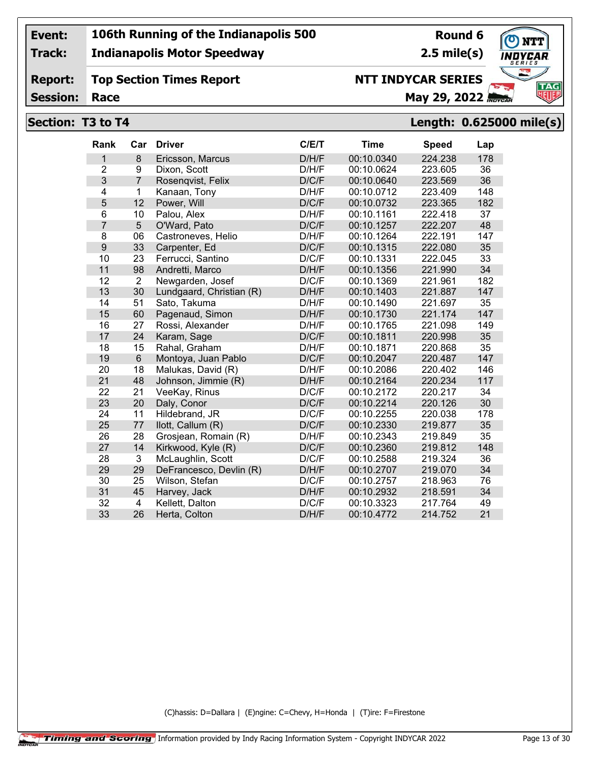**Event:** 106th Running of the Indianapolis 500 — Round 6

**Track:** Indianapolis Motor Speedway — 2.5 mile(s)

**Report:** Top Section Times Report — NTT INDYCAR SERIES

**Session:** Race — May 29, 2022

## Section: T3 to T4 — Length: 0.625000 mile(s)

| Rank | Car | Driver | C/E/T | Time | Speed | Lap |
|---|---|---|---|---|---|---|
| 1 | 8 | Ericsson, Marcus | D/H/F | 00:10.0340 | 224.238 | 178 |
| 2 | 9 | Dixon, Scott | D/H/F | 00:10.0624 | 223.605 | 36 |
| 3 | 7 | Rosenqvist, Felix | D/C/F | 00:10.0640 | 223.569 | 36 |
| 4 | 1 | Kanaan, Tony | D/H/F | 00:10.0712 | 223.409 | 148 |
| 5 | 12 | Power, Will | D/C/F | 00:10.0732 | 223.365 | 182 |
| 6 | 10 | Palou, Alex | D/H/F | 00:10.1161 | 222.418 | 37 |
| 7 | 5 | O'Ward, Pato | D/C/F | 00:10.1257 | 222.207 | 48 |
| 8 | 06 | Castroneves, Helio | D/H/F | 00:10.1264 | 222.191 | 147 |
| 9 | 33 | Carpenter, Ed | D/C/F | 00:10.1315 | 222.080 | 35 |
| 10 | 23 | Ferrucci, Santino | D/C/F | 00:10.1331 | 222.045 | 33 |
| 11 | 98 | Andretti, Marco | D/H/F | 00:10.1356 | 221.990 | 34 |
| 12 | 2 | Newgarden, Josef | D/C/F | 00:10.1369 | 221.961 | 182 |
| 13 | 30 | Lundgaard, Christian (R) | D/H/F | 00:10.1403 | 221.887 | 147 |
| 14 | 51 | Sato, Takuma | D/H/F | 00:10.1490 | 221.697 | 35 |
| 15 | 60 | Pagenaud, Simon | D/H/F | 00:10.1730 | 221.174 | 147 |
| 16 | 27 | Rossi, Alexander | D/H/F | 00:10.1765 | 221.098 | 149 |
| 17 | 24 | Karam, Sage | D/C/F | 00:10.1811 | 220.998 | 35 |
| 18 | 15 | Rahal, Graham | D/H/F | 00:10.1871 | 220.868 | 35 |
| 19 | 6 | Montoya, Juan Pablo | D/C/F | 00:10.2047 | 220.487 | 147 |
| 20 | 18 | Malukas, David (R) | D/H/F | 00:10.2086 | 220.402 | 146 |
| 21 | 48 | Johnson, Jimmie (R) | D/H/F | 00:10.2164 | 220.234 | 117 |
| 22 | 21 | VeeKay, Rinus | D/C/F | 00:10.2172 | 220.217 | 34 |
| 23 | 20 | Daly, Conor | D/C/F | 00:10.2214 | 220.126 | 30 |
| 24 | 11 | Hildebrand, JR | D/C/F | 00:10.2255 | 220.038 | 178 |
| 25 | 77 | Ilott, Callum (R) | D/C/F | 00:10.2330 | 219.877 | 35 |
| 26 | 28 | Grosjean, Romain (R) | D/H/F | 00:10.2343 | 219.849 | 35 |
| 27 | 14 | Kirkwood, Kyle (R) | D/C/F | 00:10.2360 | 219.812 | 148 |
| 28 | 3 | McLaughlin, Scott | D/C/F | 00:10.2588 | 219.324 | 36 |
| 29 | 29 | DeFrancesco, Devlin (R) | D/H/F | 00:10.2707 | 219.070 | 34 |
| 30 | 25 | Wilson, Stefan | D/C/F | 00:10.2757 | 218.963 | 76 |
| 31 | 45 | Harvey, Jack | D/H/F | 00:10.2932 | 218.591 | 34 |
| 32 | 4 | Kellett, Dalton | D/C/F | 00:10.3323 | 217.764 | 49 |
| 33 | 26 | Herta, Colton | D/H/F | 00:10.4772 | 214.752 | 21 |

(C)hassis: D=Dallara | (E)ngine: C=Chevy, H=Honda | (T)ire: F=Firestone

Timing and Scoring — Information provided by Indy Racing Information System - Copyright INDYCAR 2022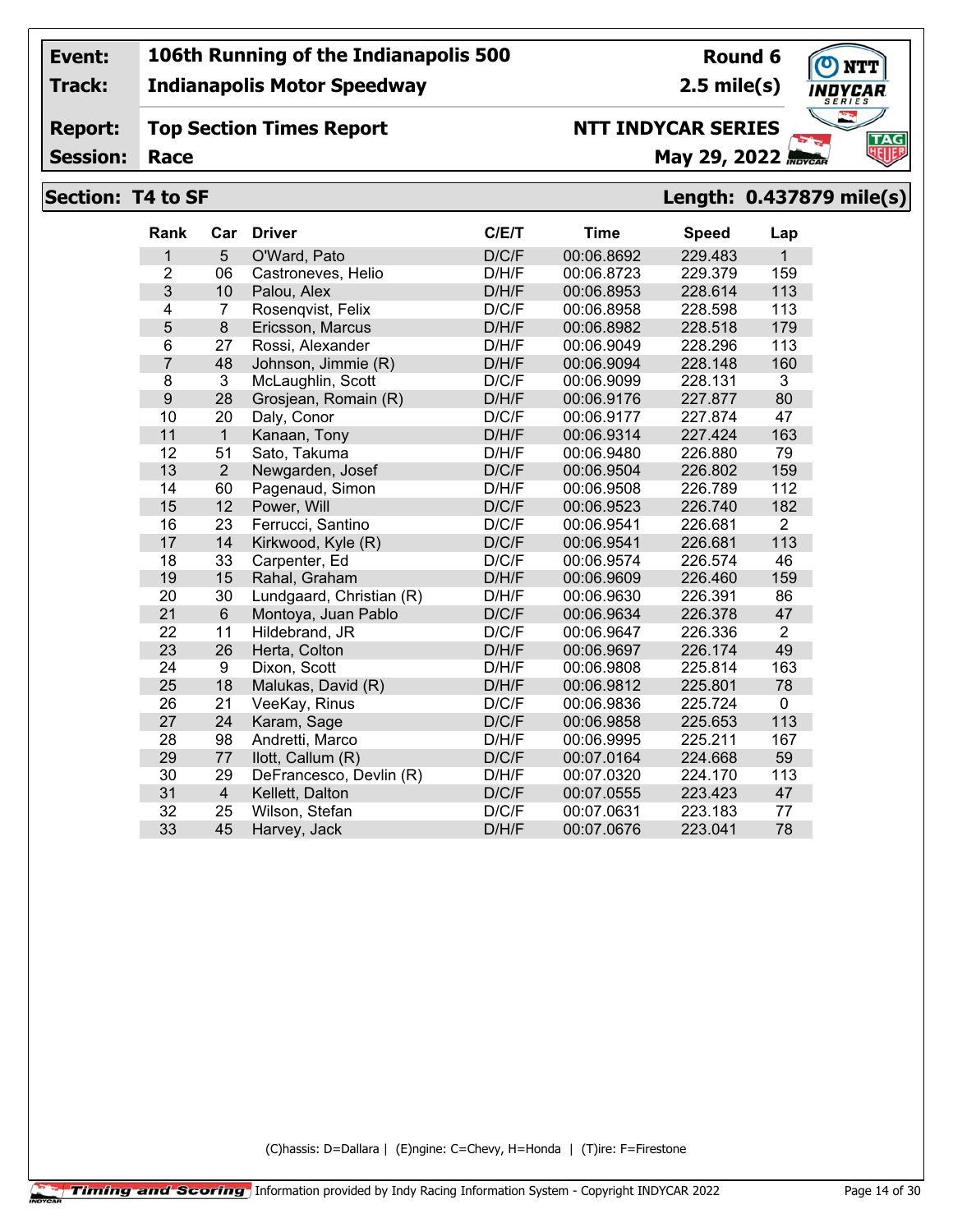**Event:** 106th Running of the Indianapolis 500 — **Round 6**

**Track:** Indianapolis Motor Speedway — **2.5 mile(s)**

**Report:** Top Section Times Report — **NTT INDYCAR SERIES**

**Session:** Race — **May 29, 2022**

## Section: T4 to SF — Length: 0.437879 mile(s)

| Rank | Car | Driver | C/E/T | Time | Speed | Lap |
|---|---|---|---|---|---|---|
| 1 | 5 | O'Ward, Pato | D/C/F | 00:06.8692 | 229.483 | 1 |
| 2 | 06 | Castroneves, Helio | D/H/F | 00:06.8723 | 229.379 | 159 |
| 3 | 10 | Palou, Alex | D/H/F | 00:06.8953 | 228.614 | 113 |
| 4 | 7 | Rosenqvist, Felix | D/C/F | 00:06.8958 | 228.598 | 113 |
| 5 | 8 | Ericsson, Marcus | D/H/F | 00:06.8982 | 228.518 | 179 |
| 6 | 27 | Rossi, Alexander | D/H/F | 00:06.9049 | 228.296 | 113 |
| 7 | 48 | Johnson, Jimmie (R) | D/H/F | 00:06.9094 | 228.148 | 160 |
| 8 | 3 | McLaughlin, Scott | D/C/F | 00:06.9099 | 228.131 | 3 |
| 9 | 28 | Grosjean, Romain (R) | D/H/F | 00:06.9176 | 227.877 | 80 |
| 10 | 20 | Daly, Conor | D/C/F | 00:06.9177 | 227.874 | 47 |
| 11 | 1 | Kanaan, Tony | D/H/F | 00:06.9314 | 227.424 | 163 |
| 12 | 51 | Sato, Takuma | D/H/F | 00:06.9480 | 226.880 | 79 |
| 13 | 2 | Newgarden, Josef | D/C/F | 00:06.9504 | 226.802 | 159 |
| 14 | 60 | Pagenaud, Simon | D/H/F | 00:06.9508 | 226.789 | 112 |
| 15 | 12 | Power, Will | D/C/F | 00:06.9523 | 226.740 | 182 |
| 16 | 23 | Ferrucci, Santino | D/C/F | 00:06.9541 | 226.681 | 2 |
| 17 | 14 | Kirkwood, Kyle (R) | D/C/F | 00:06.9541 | 226.681 | 113 |
| 18 | 33 | Carpenter, Ed | D/C/F | 00:06.9574 | 226.574 | 46 |
| 19 | 15 | Rahal, Graham | D/H/F | 00:06.9609 | 226.460 | 159 |
| 20 | 30 | Lundgaard, Christian (R) | D/H/F | 00:06.9630 | 226.391 | 86 |
| 21 | 6 | Montoya, Juan Pablo | D/C/F | 00:06.9634 | 226.378 | 47 |
| 22 | 11 | Hildebrand, JR | D/C/F | 00:06.9647 | 226.336 | 2 |
| 23 | 26 | Herta, Colton | D/H/F | 00:06.9697 | 226.174 | 49 |
| 24 | 9 | Dixon, Scott | D/H/F | 00:06.9808 | 225.814 | 163 |
| 25 | 18 | Malukas, David (R) | D/H/F | 00:06.9812 | 225.801 | 78 |
| 26 | 21 | VeeKay, Rinus | D/C/F | 00:06.9836 | 225.724 | 0 |
| 27 | 24 | Karam, Sage | D/C/F | 00:06.9858 | 225.653 | 113 |
| 28 | 98 | Andretti, Marco | D/H/F | 00:06.9995 | 225.211 | 167 |
| 29 | 77 | Ilott, Callum (R) | D/C/F | 00:07.0164 | 224.668 | 59 |
| 30 | 29 | DeFrancesco, Devlin (R) | D/H/F | 00:07.0320 | 224.170 | 113 |
| 31 | 4 | Kellett, Dalton | D/C/F | 00:07.0555 | 223.423 | 47 |
| 32 | 25 | Wilson, Stefan | D/C/F | 00:07.0631 | 223.183 | 77 |
| 33 | 45 | Harvey, Jack | D/H/F | 00:07.0676 | 223.041 | 78 |

(C)hassis: D=Dallara | (E)ngine: C=Chevy, H=Honda | (T)ire: F=Firestone

Timing and Scoring — Information provided by Indy Racing Information System - Copyright INDYCAR 2022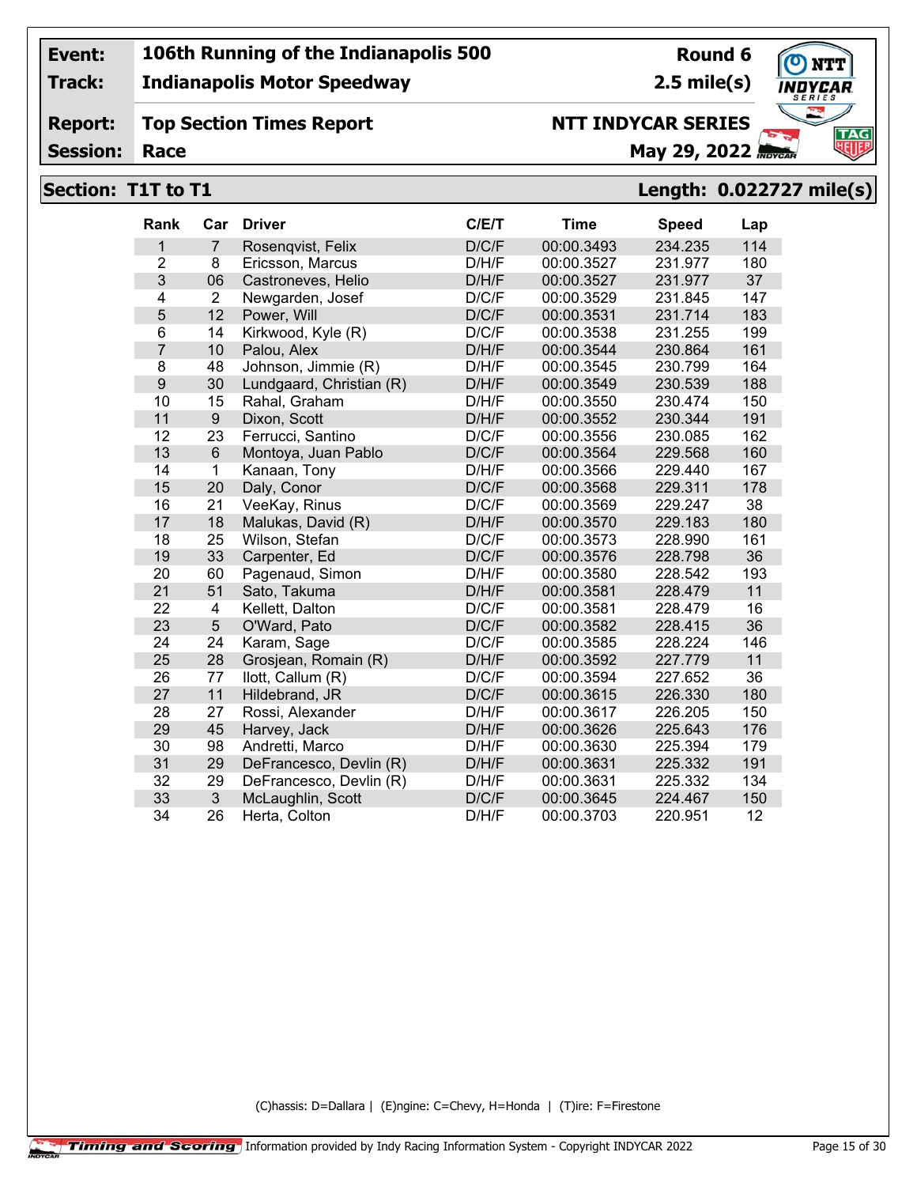**Event:** 106th Running of the Indianapolis 500 — **Round 6**

**Track:** Indianapolis Motor Speedway — **2.5 mile(s)**

**Report:** Top Section Times Report — **NTT INDYCAR SERIES**

**Session:** Race — **May 29, 2022**

## Section: T1T to T1 — Length: 0.022727 mile(s)

| Rank | Car | Driver | C/E/T | Time | Speed | Lap |
|---|---|---|---|---|---|---|
| 1 | 7 | Rosenqvist, Felix | D/C/F | 00:00.3493 | 234.235 | 114 |
| 2 | 8 | Ericsson, Marcus | D/H/F | 00:00.3527 | 231.977 | 180 |
| 3 | 06 | Castroneves, Helio | D/H/F | 00:00.3527 | 231.977 | 37 |
| 4 | 2 | Newgarden, Josef | D/C/F | 00:00.3529 | 231.845 | 147 |
| 5 | 12 | Power, Will | D/C/F | 00:00.3531 | 231.714 | 183 |
| 6 | 14 | Kirkwood, Kyle (R) | D/C/F | 00:00.3538 | 231.255 | 199 |
| 7 | 10 | Palou, Alex | D/H/F | 00:00.3544 | 230.864 | 161 |
| 8 | 48 | Johnson, Jimmie (R) | D/H/F | 00:00.3545 | 230.799 | 164 |
| 9 | 30 | Lundgaard, Christian (R) | D/H/F | 00:00.3549 | 230.539 | 188 |
| 10 | 15 | Rahal, Graham | D/H/F | 00:00.3550 | 230.474 | 150 |
| 11 | 9 | Dixon, Scott | D/H/F | 00:00.3552 | 230.344 | 191 |
| 12 | 23 | Ferrucci, Santino | D/C/F | 00:00.3556 | 230.085 | 162 |
| 13 | 6 | Montoya, Juan Pablo | D/C/F | 00:00.3564 | 229.568 | 160 |
| 14 | 1 | Kanaan, Tony | D/H/F | 00:00.3566 | 229.440 | 167 |
| 15 | 20 | Daly, Conor | D/C/F | 00:00.3568 | 229.311 | 178 |
| 16 | 21 | VeeKay, Rinus | D/C/F | 00:00.3569 | 229.247 | 38 |
| 17 | 18 | Malukas, David (R) | D/H/F | 00:00.3570 | 229.183 | 180 |
| 18 | 25 | Wilson, Stefan | D/C/F | 00:00.3573 | 228.990 | 161 |
| 19 | 33 | Carpenter, Ed | D/C/F | 00:00.3576 | 228.798 | 36 |
| 20 | 60 | Pagenaud, Simon | D/H/F | 00:00.3580 | 228.542 | 193 |
| 21 | 51 | Sato, Takuma | D/H/F | 00:00.3581 | 228.479 | 11 |
| 22 | 4 | Kellett, Dalton | D/C/F | 00:00.3581 | 228.479 | 16 |
| 23 | 5 | O'Ward, Pato | D/C/F | 00:00.3582 | 228.415 | 36 |
| 24 | 24 | Karam, Sage | D/C/F | 00:00.3585 | 228.224 | 146 |
| 25 | 28 | Grosjean, Romain (R) | D/H/F | 00:00.3592 | 227.779 | 11 |
| 26 | 77 | Ilott, Callum (R) | D/C/F | 00:00.3594 | 227.652 | 36 |
| 27 | 11 | Hildebrand, JR | D/C/F | 00:00.3615 | 226.330 | 180 |
| 28 | 27 | Rossi, Alexander | D/H/F | 00:00.3617 | 226.205 | 150 |
| 29 | 45 | Harvey, Jack | D/H/F | 00:00.3626 | 225.643 | 176 |
| 30 | 98 | Andretti, Marco | D/H/F | 00:00.3630 | 225.394 | 179 |
| 31 | 29 | DeFrancesco, Devlin (R) | D/H/F | 00:00.3631 | 225.332 | 191 |
| 32 | 29 | DeFrancesco, Devlin (R) | D/H/F | 00:00.3631 | 225.332 | 134 |
| 33 | 3 | McLaughlin, Scott | D/C/F | 00:00.3645 | 224.467 | 150 |
| 34 | 26 | Herta, Colton | D/H/F | 00:00.3703 | 220.951 | 12 |

(C)hassis: D=Dallara | (E)ngine: C=Chevy, H=Honda | (T)ire: F=Firestone

Timing and Scoring | Information provided by Indy Racing Information System - Copyright INDYCAR 2022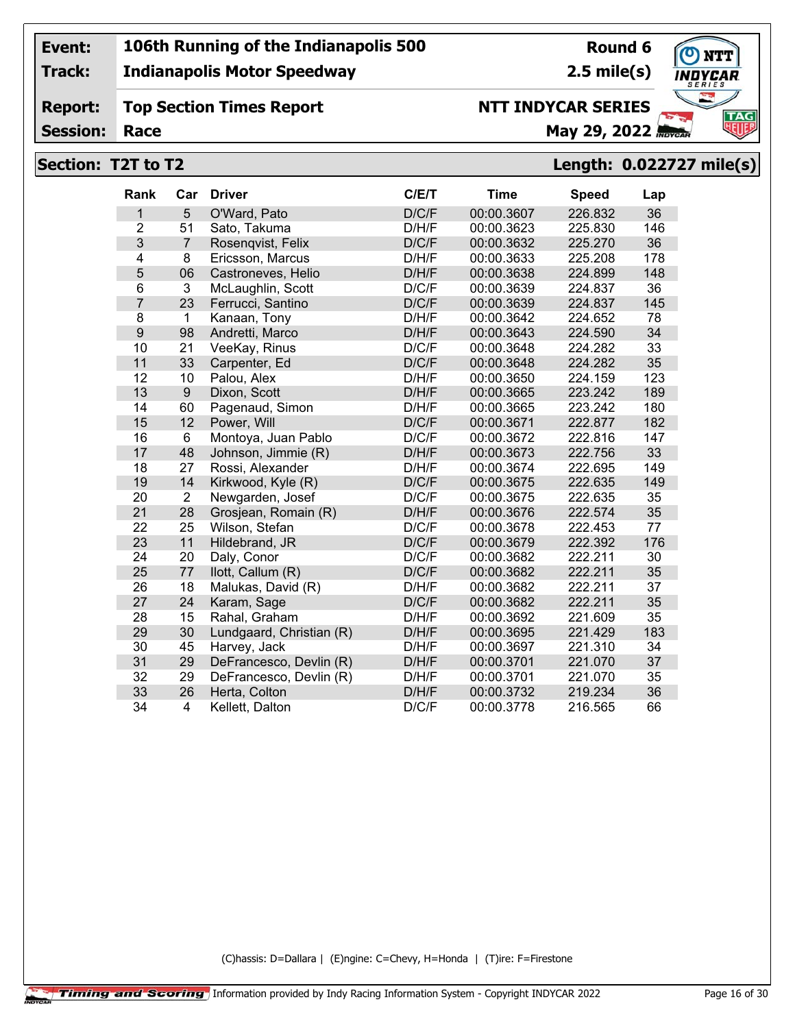| | | | |
|---|---|---|---|
| **Event:** | **106th Running of the Indianapolis 500** | **Round 6** | |
| **Track:** | **Indianapolis Motor Speedway** | **2.5 mile(s)** | |
| **Report:** | **Top Section Times Report** | **NTT INDYCAR SERIES** | |
| **Session:** | **Race** | **May 29, 2022** | |

## Section: T2T to T2 — Length: 0.022727 mile(s)

| Rank | Car | Driver | C/E/T | Time | Speed | Lap |
|---|---|---|---|---|---|---|
| 1 | 5 | O'Ward, Pato | D/C/F | 00:00.3607 | 226.832 | 36 |
| 2 | 51 | Sato, Takuma | D/H/F | 00:00.3623 | 225.830 | 146 |
| 3 | 7 | Rosenqvist, Felix | D/C/F | 00:00.3632 | 225.270 | 36 |
| 4 | 8 | Ericsson, Marcus | D/H/F | 00:00.3633 | 225.208 | 178 |
| 5 | 06 | Castroneves, Helio | D/H/F | 00:00.3638 | 224.899 | 148 |
| 6 | 3 | McLaughlin, Scott | D/C/F | 00:00.3639 | 224.837 | 36 |
| 7 | 23 | Ferrucci, Santino | D/C/F | 00:00.3639 | 224.837 | 145 |
| 8 | 1 | Kanaan, Tony | D/H/F | 00:00.3642 | 224.652 | 78 |
| 9 | 98 | Andretti, Marco | D/H/F | 00:00.3643 | 224.590 | 34 |
| 10 | 21 | VeeKay, Rinus | D/C/F | 00:00.3648 | 224.282 | 33 |
| 11 | 33 | Carpenter, Ed | D/C/F | 00:00.3648 | 224.282 | 35 |
| 12 | 10 | Palou, Alex | D/H/F | 00:00.3650 | 224.159 | 123 |
| 13 | 9 | Dixon, Scott | D/H/F | 00:00.3665 | 223.242 | 189 |
| 14 | 60 | Pagenaud, Simon | D/H/F | 00:00.3665 | 223.242 | 180 |
| 15 | 12 | Power, Will | D/C/F | 00:00.3671 | 222.877 | 182 |
| 16 | 6 | Montoya, Juan Pablo | D/C/F | 00:00.3672 | 222.816 | 147 |
| 17 | 48 | Johnson, Jimmie (R) | D/H/F | 00:00.3673 | 222.756 | 33 |
| 18 | 27 | Rossi, Alexander | D/H/F | 00:00.3674 | 222.695 | 149 |
| 19 | 14 | Kirkwood, Kyle (R) | D/C/F | 00:00.3675 | 222.635 | 149 |
| 20 | 2 | Newgarden, Josef | D/C/F | 00:00.3675 | 222.635 | 35 |
| 21 | 28 | Grosjean, Romain (R) | D/H/F | 00:00.3676 | 222.574 | 35 |
| 22 | 25 | Wilson, Stefan | D/C/F | 00:00.3678 | 222.453 | 77 |
| 23 | 11 | Hildebrand, JR | D/C/F | 00:00.3679 | 222.392 | 176 |
| 24 | 20 | Daly, Conor | D/C/F | 00:00.3682 | 222.211 | 30 |
| 25 | 77 | Ilott, Callum (R) | D/C/F | 00:00.3682 | 222.211 | 35 |
| 26 | 18 | Malukas, David (R) | D/H/F | 00:00.3682 | 222.211 | 37 |
| 27 | 24 | Karam, Sage | D/C/F | 00:00.3682 | 222.211 | 35 |
| 28 | 15 | Rahal, Graham | D/H/F | 00:00.3692 | 221.609 | 35 |
| 29 | 30 | Lundgaard, Christian (R) | D/H/F | 00:00.3695 | 221.429 | 183 |
| 30 | 45 | Harvey, Jack | D/H/F | 00:00.3697 | 221.310 | 34 |
| 31 | 29 | DeFrancesco, Devlin (R) | D/H/F | 00:00.3701 | 221.070 | 37 |
| 32 | 29 | DeFrancesco, Devlin (R) | D/H/F | 00:00.3701 | 221.070 | 35 |
| 33 | 26 | Herta, Colton | D/H/F | 00:00.3732 | 219.234 | 36 |
| 34 | 4 | Kellett, Dalton | D/C/F | 00:00.3778 | 216.565 | 66 |

(C)hassis: D=Dallara | (E)ngine: C=Chevy, H=Honda | (T)ire: F=Firestone

Timing and Scoring — Information provided by Indy Racing Information System - Copyright INDYCAR 2022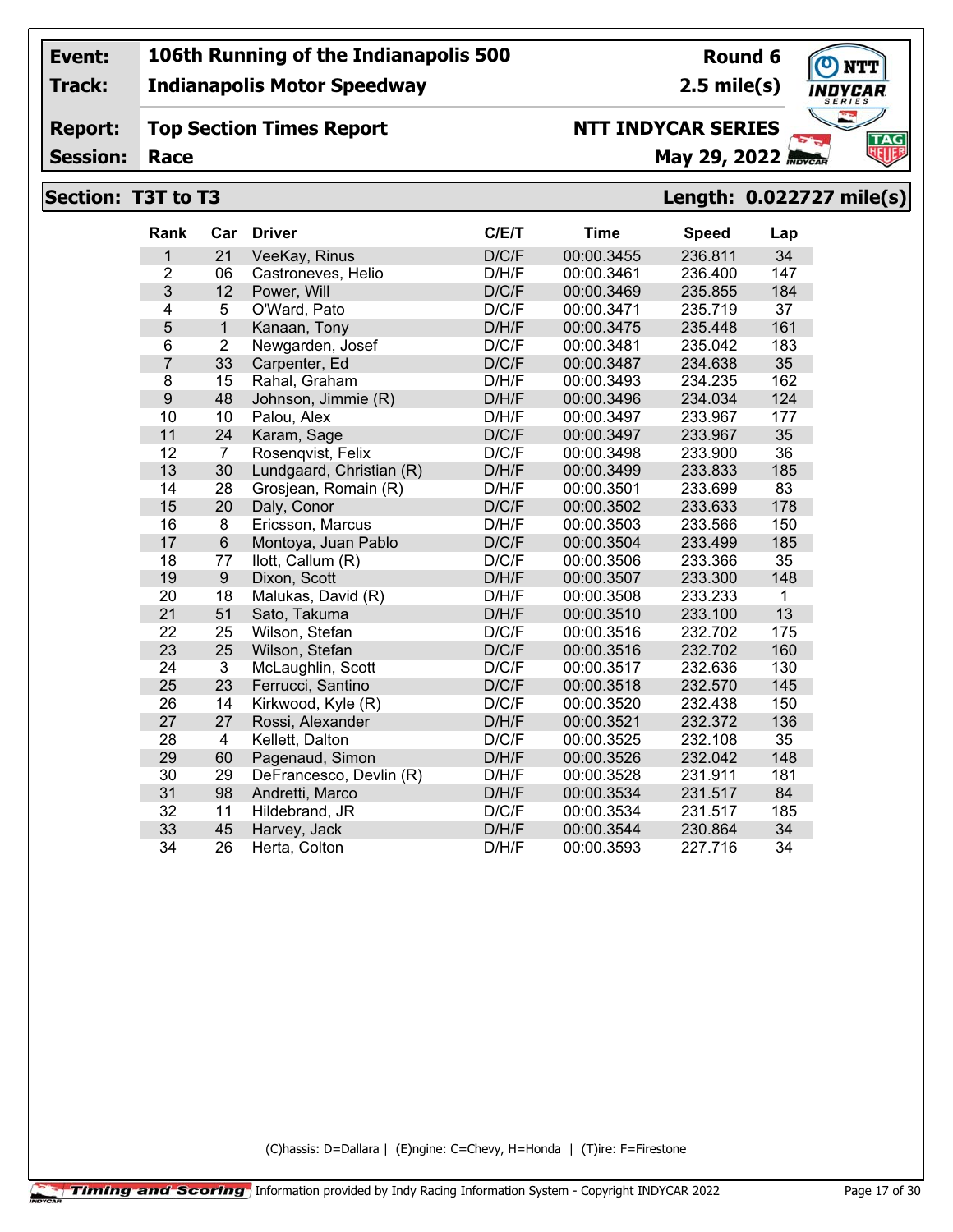| **Event:** | **106th Running of the Indianapolis 500** | **Round 6** |
|---|---|---|
| **Track:** | **Indianapolis Motor Speedway** | **2.5 mile(s)** |
| **Report:** | **Top Section Times Report** | **NTT INDYCAR SERIES** |
| **Session:** | **Race** | **May 29, 2022** |

## Section: T3T to T3 — Length: 0.022727 mile(s)

| Rank | Car | Driver | C/E/T | Time | Speed | Lap |
|---|---|---|---|---|---|---|
| 1 | 21 | VeeKay, Rinus | D/C/F | 00:00.3455 | 236.811 | 34 |
| 2 | 06 | Castroneves, Helio | D/H/F | 00:00.3461 | 236.400 | 147 |
| 3 | 12 | Power, Will | D/C/F | 00:00.3469 | 235.855 | 184 |
| 4 | 5 | O'Ward, Pato | D/C/F | 00:00.3471 | 235.719 | 37 |
| 5 | 1 | Kanaan, Tony | D/H/F | 00:00.3475 | 235.448 | 161 |
| 6 | 2 | Newgarden, Josef | D/C/F | 00:00.3481 | 235.042 | 183 |
| 7 | 33 | Carpenter, Ed | D/C/F | 00:00.3487 | 234.638 | 35 |
| 8 | 15 | Rahal, Graham | D/H/F | 00:00.3493 | 234.235 | 162 |
| 9 | 48 | Johnson, Jimmie (R) | D/H/F | 00:00.3496 | 234.034 | 124 |
| 10 | 10 | Palou, Alex | D/H/F | 00:00.3497 | 233.967 | 177 |
| 11 | 24 | Karam, Sage | D/C/F | 00:00.3497 | 233.967 | 35 |
| 12 | 7 | Rosenqvist, Felix | D/C/F | 00:00.3498 | 233.900 | 36 |
| 13 | 30 | Lundgaard, Christian (R) | D/H/F | 00:00.3499 | 233.833 | 185 |
| 14 | 28 | Grosjean, Romain (R) | D/H/F | 00:00.3501 | 233.699 | 83 |
| 15 | 20 | Daly, Conor | D/C/F | 00:00.3502 | 233.633 | 178 |
| 16 | 8 | Ericsson, Marcus | D/H/F | 00:00.3503 | 233.566 | 150 |
| 17 | 6 | Montoya, Juan Pablo | D/C/F | 00:00.3504 | 233.499 | 185 |
| 18 | 77 | Ilott, Callum (R) | D/C/F | 00:00.3506 | 233.366 | 35 |
| 19 | 9 | Dixon, Scott | D/H/F | 00:00.3507 | 233.300 | 148 |
| 20 | 18 | Malukas, David (R) | D/H/F | 00:00.3508 | 233.233 | 1 |
| 21 | 51 | Sato, Takuma | D/H/F | 00:00.3510 | 233.100 | 13 |
| 22 | 25 | Wilson, Stefan | D/C/F | 00:00.3516 | 232.702 | 175 |
| 23 | 25 | Wilson, Stefan | D/C/F | 00:00.3516 | 232.702 | 160 |
| 24 | 3 | McLaughlin, Scott | D/C/F | 00:00.3517 | 232.636 | 130 |
| 25 | 23 | Ferrucci, Santino | D/C/F | 00:00.3518 | 232.570 | 145 |
| 26 | 14 | Kirkwood, Kyle (R) | D/C/F | 00:00.3520 | 232.438 | 150 |
| 27 | 27 | Rossi, Alexander | D/H/F | 00:00.3521 | 232.372 | 136 |
| 28 | 4 | Kellett, Dalton | D/C/F | 00:00.3525 | 232.108 | 35 |
| 29 | 60 | Pagenaud, Simon | D/H/F | 00:00.3526 | 232.042 | 148 |
| 30 | 29 | DeFrancesco, Devlin (R) | D/H/F | 00:00.3528 | 231.911 | 181 |
| 31 | 98 | Andretti, Marco | D/H/F | 00:00.3534 | 231.517 | 84 |
| 32 | 11 | Hildebrand, JR | D/C/F | 00:00.3534 | 231.517 | 185 |
| 33 | 45 | Harvey, Jack | D/H/F | 00:00.3544 | 230.864 | 34 |
| 34 | 26 | Herta, Colton | D/H/F | 00:00.3593 | 227.716 | 34 |

(C)hassis: D=Dallara | (E)ngine: C=Chevy, H=Honda | (T)ire: F=Firestone

Timing and Scoring — Information provided by Indy Racing Information System - Copyright INDYCAR 2022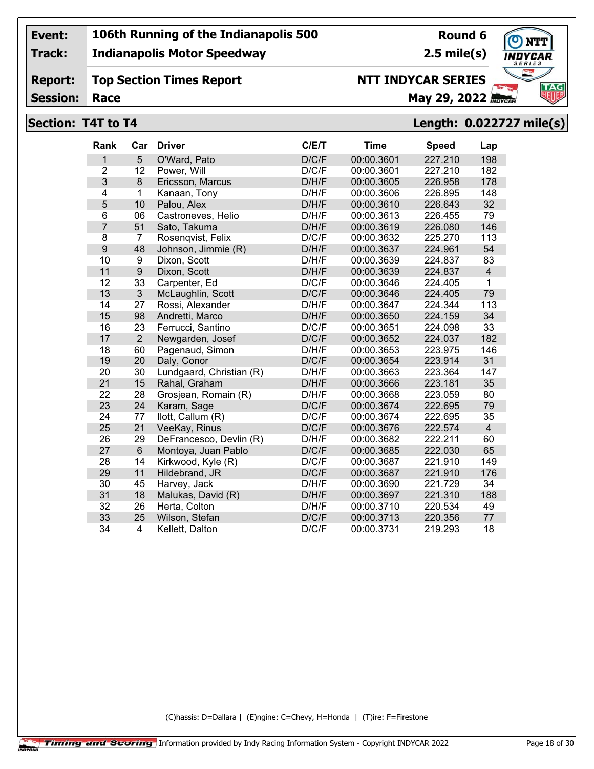| Event: | 106th Running of the Indianapolis 500 | Round 6 |
|---|---|---|
| Track: | Indianapolis Motor Speedway | 2.5 mile(s) |
| Report: | Top Section Times Report | NTT INDYCAR SERIES |
| Session: | Race | May 29, 2022 |

## Section: T4T to T4 — Length: 0.022727 mile(s)

| Rank | Car | Driver | C/E/T | Time | Speed | Lap |
|---|---|---|---|---|---|---|
| 1 | 5 | O'Ward, Pato | D/C/F | 00:00.3601 | 227.210 | 198 |
| 2 | 12 | Power, Will | D/C/F | 00:00.3601 | 227.210 | 182 |
| 3 | 8 | Ericsson, Marcus | D/H/F | 00:00.3605 | 226.958 | 178 |
| 4 | 1 | Kanaan, Tony | D/H/F | 00:00.3606 | 226.895 | 148 |
| 5 | 10 | Palou, Alex | D/H/F | 00:00.3610 | 226.643 | 32 |
| 6 | 06 | Castroneves, Helio | D/H/F | 00:00.3613 | 226.455 | 79 |
| 7 | 51 | Sato, Takuma | D/H/F | 00:00.3619 | 226.080 | 146 |
| 8 | 7 | Rosenqvist, Felix | D/C/F | 00:00.3632 | 225.270 | 113 |
| 9 | 48 | Johnson, Jimmie (R) | D/H/F | 00:00.3637 | 224.961 | 54 |
| 10 | 9 | Dixon, Scott | D/H/F | 00:00.3639 | 224.837 | 83 |
| 11 | 9 | Dixon, Scott | D/H/F | 00:00.3639 | 224.837 | 4 |
| 12 | 33 | Carpenter, Ed | D/C/F | 00:00.3646 | 224.405 | 1 |
| 13 | 3 | McLaughlin, Scott | D/C/F | 00:00.3646 | 224.405 | 79 |
| 14 | 27 | Rossi, Alexander | D/H/F | 00:00.3647 | 224.344 | 113 |
| 15 | 98 | Andretti, Marco | D/H/F | 00:00.3650 | 224.159 | 34 |
| 16 | 23 | Ferrucci, Santino | D/C/F | 00:00.3651 | 224.098 | 33 |
| 17 | 2 | Newgarden, Josef | D/C/F | 00:00.3652 | 224.037 | 182 |
| 18 | 60 | Pagenaud, Simon | D/H/F | 00:00.3653 | 223.975 | 146 |
| 19 | 20 | Daly, Conor | D/C/F | 00:00.3654 | 223.914 | 31 |
| 20 | 30 | Lundgaard, Christian (R) | D/H/F | 00:00.3663 | 223.364 | 147 |
| 21 | 15 | Rahal, Graham | D/H/F | 00:00.3666 | 223.181 | 35 |
| 22 | 28 | Grosjean, Romain (R) | D/H/F | 00:00.3668 | 223.059 | 80 |
| 23 | 24 | Karam, Sage | D/C/F | 00:00.3674 | 222.695 | 79 |
| 24 | 77 | Ilott, Callum (R) | D/C/F | 00:00.3674 | 222.695 | 35 |
| 25 | 21 | VeeKay, Rinus | D/C/F | 00:00.3676 | 222.574 | 4 |
| 26 | 29 | DeFrancesco, Devlin (R) | D/H/F | 00:00.3682 | 222.211 | 60 |
| 27 | 6 | Montoya, Juan Pablo | D/C/F | 00:00.3685 | 222.030 | 65 |
| 28 | 14 | Kirkwood, Kyle (R) | D/C/F | 00:00.3687 | 221.910 | 149 |
| 29 | 11 | Hildebrand, JR | D/C/F | 00:00.3687 | 221.910 | 176 |
| 30 | 45 | Harvey, Jack | D/H/F | 00:00.3690 | 221.729 | 34 |
| 31 | 18 | Malukas, David (R) | D/H/F | 00:00.3697 | 221.310 | 188 |
| 32 | 26 | Herta, Colton | D/H/F | 00:00.3710 | 220.534 | 49 |
| 33 | 25 | Wilson, Stefan | D/C/F | 00:00.3713 | 220.356 | 77 |
| 34 | 4 | Kellett, Dalton | D/C/F | 00:00.3731 | 219.293 | 18 |

(C)hassis: D=Dallara | (E)ngine: C=Chevy, H=Honda | (T)ire: F=Firestone

Timing and Scoring | Information provided by Indy Racing Information System - Copyright INDYCAR 2022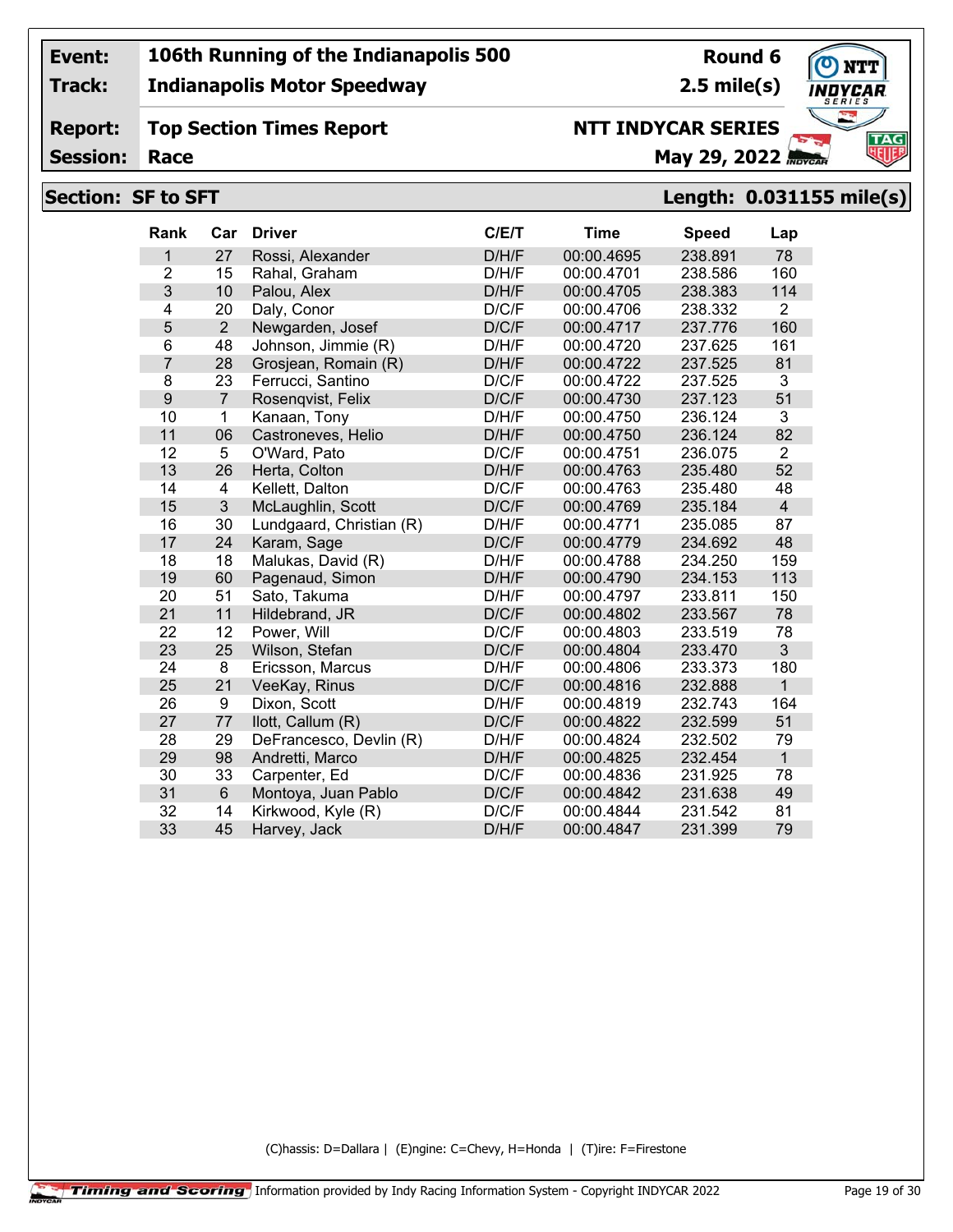**Event:** 106th Running of the Indianapolis 500 — **Round 6**

**Track:** Indianapolis Motor Speedway — **2.5 mile(s)**

**Report:** Top Section Times Report — **NTT INDYCAR SERIES**

**Session:** Race — **May 29, 2022**

## Section: SF to SFT — Length: 0.031155 mile(s)

| Rank | Car | Driver | C/E/T | Time | Speed | Lap |
|---|---|---|---|---|---|---|
| 1 | 27 | Rossi, Alexander | D/H/F | 00:00.4695 | 238.891 | 78 |
| 2 | 15 | Rahal, Graham | D/H/F | 00:00.4701 | 238.586 | 160 |
| 3 | 10 | Palou, Alex | D/H/F | 00:00.4705 | 238.383 | 114 |
| 4 | 20 | Daly, Conor | D/C/F | 00:00.4706 | 238.332 | 2 |
| 5 | 2 | Newgarden, Josef | D/C/F | 00:00.4717 | 237.776 | 160 |
| 6 | 48 | Johnson, Jimmie (R) | D/H/F | 00:00.4720 | 237.625 | 161 |
| 7 | 28 | Grosjean, Romain (R) | D/H/F | 00:00.4722 | 237.525 | 81 |
| 8 | 23 | Ferrucci, Santino | D/C/F | 00:00.4722 | 237.525 | 3 |
| 9 | 7 | Rosenqvist, Felix | D/C/F | 00:00.4730 | 237.123 | 51 |
| 10 | 1 | Kanaan, Tony | D/H/F | 00:00.4750 | 236.124 | 3 |
| 11 | 06 | Castroneves, Helio | D/H/F | 00:00.4750 | 236.124 | 82 |
| 12 | 5 | O'Ward, Pato | D/C/F | 00:00.4751 | 236.075 | 2 |
| 13 | 26 | Herta, Colton | D/H/F | 00:00.4763 | 235.480 | 52 |
| 14 | 4 | Kellett, Dalton | D/C/F | 00:00.4763 | 235.480 | 48 |
| 15 | 3 | McLaughlin, Scott | D/C/F | 00:00.4769 | 235.184 | 4 |
| 16 | 30 | Lundgaard, Christian (R) | D/H/F | 00:00.4771 | 235.085 | 87 |
| 17 | 24 | Karam, Sage | D/C/F | 00:00.4779 | 234.692 | 48 |
| 18 | 18 | Malukas, David (R) | D/H/F | 00:00.4788 | 234.250 | 159 |
| 19 | 60 | Pagenaud, Simon | D/H/F | 00:00.4790 | 234.153 | 113 |
| 20 | 51 | Sato, Takuma | D/H/F | 00:00.4797 | 233.811 | 150 |
| 21 | 11 | Hildebrand, JR | D/C/F | 00:00.4802 | 233.567 | 78 |
| 22 | 12 | Power, Will | D/C/F | 00:00.4803 | 233.519 | 78 |
| 23 | 25 | Wilson, Stefan | D/C/F | 00:00.4804 | 233.470 | 3 |
| 24 | 8 | Ericsson, Marcus | D/H/F | 00:00.4806 | 233.373 | 180 |
| 25 | 21 | VeeKay, Rinus | D/C/F | 00:00.4816 | 232.888 | 1 |
| 26 | 9 | Dixon, Scott | D/H/F | 00:00.4819 | 232.743 | 164 |
| 27 | 77 | Ilott, Callum (R) | D/C/F | 00:00.4822 | 232.599 | 51 |
| 28 | 29 | DeFrancesco, Devlin (R) | D/H/F | 00:00.4824 | 232.502 | 79 |
| 29 | 98 | Andretti, Marco | D/H/F | 00:00.4825 | 232.454 | 1 |
| 30 | 33 | Carpenter, Ed | D/C/F | 00:00.4836 | 231.925 | 78 |
| 31 | 6 | Montoya, Juan Pablo | D/C/F | 00:00.4842 | 231.638 | 49 |
| 32 | 14 | Kirkwood, Kyle (R) | D/C/F | 00:00.4844 | 231.542 | 81 |
| 33 | 45 | Harvey, Jack | D/H/F | 00:00.4847 | 231.399 | 79 |

(C)hassis: D=Dallara | (E)ngine: C=Chevy, H=Honda | (T)ire: F=Firestone

Timing and Scoring — Information provided by Indy Racing Information System - Copyright INDYCAR 2022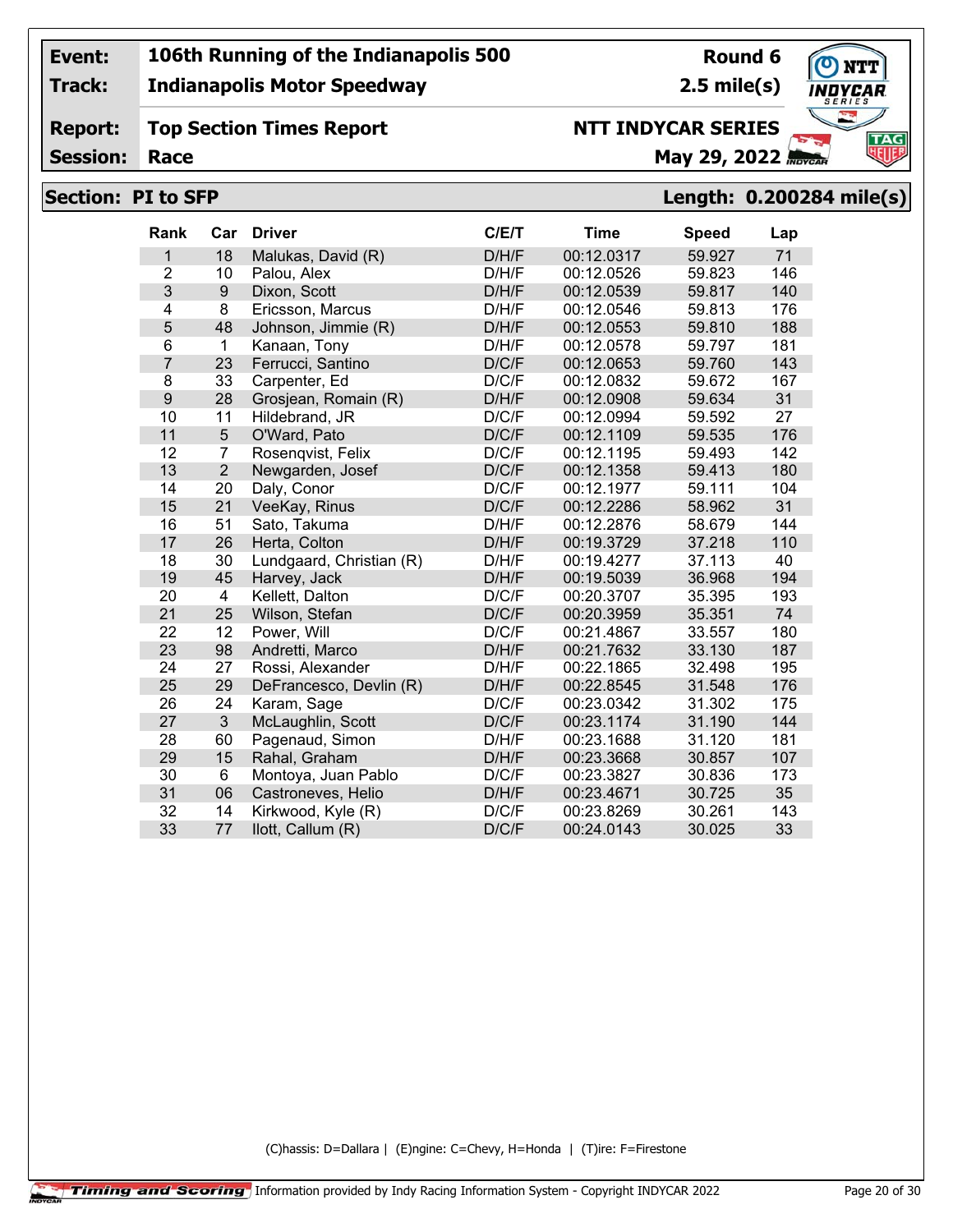| | | | |
|---|---|---|---|
| **Event:** | **106th Running of the Indianapolis 500** | **Round 6** | |
| **Track:** | **Indianapolis Motor Speedway** | **2.5 mile(s)** | |
| **Report:** | **Top Section Times Report** | **NTT INDYCAR SERIES** | |
| **Session:** | **Race** | **May 29, 2022** | |

## Section: PI to SFP — Length: 0.200284 mile(s)

| Rank | Car | Driver | C/E/T | Time | Speed | Lap |
|---|---|---|---|---|---|---|
| 1 | 18 | Malukas, David (R) | D/H/F | 00:12.0317 | 59.927 | 71 |
| 2 | 10 | Palou, Alex | D/H/F | 00:12.0526 | 59.823 | 146 |
| 3 | 9 | Dixon, Scott | D/H/F | 00:12.0539 | 59.817 | 140 |
| 4 | 8 | Ericsson, Marcus | D/H/F | 00:12.0546 | 59.813 | 176 |
| 5 | 48 | Johnson, Jimmie (R) | D/H/F | 00:12.0553 | 59.810 | 188 |
| 6 | 1 | Kanaan, Tony | D/H/F | 00:12.0578 | 59.797 | 181 |
| 7 | 23 | Ferrucci, Santino | D/C/F | 00:12.0653 | 59.760 | 143 |
| 8 | 33 | Carpenter, Ed | D/C/F | 00:12.0832 | 59.672 | 167 |
| 9 | 28 | Grosjean, Romain (R) | D/H/F | 00:12.0908 | 59.634 | 31 |
| 10 | 11 | Hildebrand, JR | D/C/F | 00:12.0994 | 59.592 | 27 |
| 11 | 5 | O'Ward, Pato | D/C/F | 00:12.1109 | 59.535 | 176 |
| 12 | 7 | Rosenqvist, Felix | D/C/F | 00:12.1195 | 59.493 | 142 |
| 13 | 2 | Newgarden, Josef | D/C/F | 00:12.1358 | 59.413 | 180 |
| 14 | 20 | Daly, Conor | D/C/F | 00:12.1977 | 59.111 | 104 |
| 15 | 21 | VeeKay, Rinus | D/C/F | 00:12.2286 | 58.962 | 31 |
| 16 | 51 | Sato, Takuma | D/H/F | 00:12.2876 | 58.679 | 144 |
| 17 | 26 | Herta, Colton | D/H/F | 00:19.3729 | 37.218 | 110 |
| 18 | 30 | Lundgaard, Christian (R) | D/H/F | 00:19.4277 | 37.113 | 40 |
| 19 | 45 | Harvey, Jack | D/H/F | 00:19.5039 | 36.968 | 194 |
| 20 | 4 | Kellett, Dalton | D/C/F | 00:20.3707 | 35.395 | 193 |
| 21 | 25 | Wilson, Stefan | D/C/F | 00:20.3959 | 35.351 | 74 |
| 22 | 12 | Power, Will | D/C/F | 00:21.4867 | 33.557 | 180 |
| 23 | 98 | Andretti, Marco | D/H/F | 00:21.7632 | 33.130 | 187 |
| 24 | 27 | Rossi, Alexander | D/H/F | 00:22.1865 | 32.498 | 195 |
| 25 | 29 | DeFrancesco, Devlin (R) | D/H/F | 00:22.8545 | 31.548 | 176 |
| 26 | 24 | Karam, Sage | D/C/F | 00:23.0342 | 31.302 | 175 |
| 27 | 3 | McLaughlin, Scott | D/C/F | 00:23.1174 | 31.190 | 144 |
| 28 | 60 | Pagenaud, Simon | D/H/F | 00:23.1688 | 31.120 | 181 |
| 29 | 15 | Rahal, Graham | D/H/F | 00:23.3668 | 30.857 | 107 |
| 30 | 6 | Montoya, Juan Pablo | D/C/F | 00:23.3827 | 30.836 | 173 |
| 31 | 06 | Castroneves, Helio | D/H/F | 00:23.4671 | 30.725 | 35 |
| 32 | 14 | Kirkwood, Kyle (R) | D/C/F | 00:23.8269 | 30.261 | 143 |
| 33 | 77 | Ilott, Callum (R) | D/C/F | 00:24.0143 | 30.025 | 33 |

(C)hassis: D=Dallara | (E)ngine: C=Chevy, H=Honda | (T)ire: F=Firestone

Timing and Scoring Information provided by Indy Racing Information System - Copyright INDYCAR 2022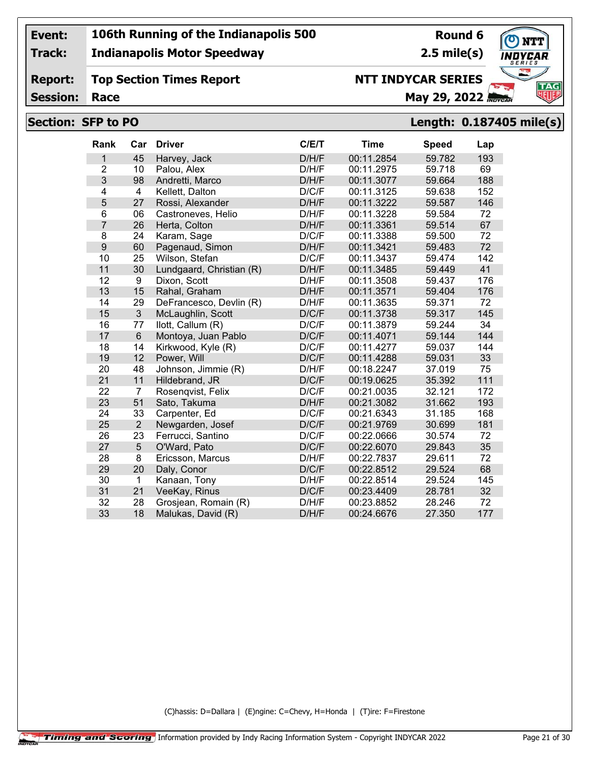**Event:** 106th Running of the Indianapolis 500 — **Round 6**

**Track:** Indianapolis Motor Speedway — **2.5 mile(s)**

**Report:** Top Section Times Report — **NTT INDYCAR SERIES**

**Session:** Race — **May 29, 2022**

## Section: SFP to PO — Length: 0.187405 mile(s)

| Rank | Car | Driver | C/E/T | Time | Speed | Lap |
|---|---|---|---|---|---|---|
| 1 | 45 | Harvey, Jack | D/H/F | 00:11.2854 | 59.782 | 193 |
| 2 | 10 | Palou, Alex | D/H/F | 00:11.2975 | 59.718 | 69 |
| 3 | 98 | Andretti, Marco | D/H/F | 00:11.3077 | 59.664 | 188 |
| 4 | 4 | Kellett, Dalton | D/C/F | 00:11.3125 | 59.638 | 152 |
| 5 | 27 | Rossi, Alexander | D/H/F | 00:11.3222 | 59.587 | 146 |
| 6 | 06 | Castroneves, Helio | D/H/F | 00:11.3228 | 59.584 | 72 |
| 7 | 26 | Herta, Colton | D/H/F | 00:11.3361 | 59.514 | 67 |
| 8 | 24 | Karam, Sage | D/C/F | 00:11.3388 | 59.500 | 72 |
| 9 | 60 | Pagenaud, Simon | D/H/F | 00:11.3421 | 59.483 | 72 |
| 10 | 25 | Wilson, Stefan | D/C/F | 00:11.3437 | 59.474 | 142 |
| 11 | 30 | Lundgaard, Christian (R) | D/H/F | 00:11.3485 | 59.449 | 41 |
| 12 | 9 | Dixon, Scott | D/H/F | 00:11.3508 | 59.437 | 176 |
| 13 | 15 | Rahal, Graham | D/H/F | 00:11.3571 | 59.404 | 176 |
| 14 | 29 | DeFrancesco, Devlin (R) | D/H/F | 00:11.3635 | 59.371 | 72 |
| 15 | 3 | McLaughlin, Scott | D/C/F | 00:11.3738 | 59.317 | 145 |
| 16 | 77 | Ilott, Callum (R) | D/C/F | 00:11.3879 | 59.244 | 34 |
| 17 | 6 | Montoya, Juan Pablo | D/C/F | 00:11.4071 | 59.144 | 144 |
| 18 | 14 | Kirkwood, Kyle (R) | D/C/F | 00:11.4277 | 59.037 | 144 |
| 19 | 12 | Power, Will | D/C/F | 00:11.4288 | 59.031 | 33 |
| 20 | 48 | Johnson, Jimmie (R) | D/H/F | 00:18.2247 | 37.019 | 75 |
| 21 | 11 | Hildebrand, JR | D/C/F | 00:19.0625 | 35.392 | 111 |
| 22 | 7 | Rosenqvist, Felix | D/C/F | 00:21.0035 | 32.121 | 172 |
| 23 | 51 | Sato, Takuma | D/H/F | 00:21.3082 | 31.662 | 193 |
| 24 | 33 | Carpenter, Ed | D/C/F | 00:21.6343 | 31.185 | 168 |
| 25 | 2 | Newgarden, Josef | D/C/F | 00:21.9769 | 30.699 | 181 |
| 26 | 23 | Ferrucci, Santino | D/C/F | 00:22.0666 | 30.574 | 72 |
| 27 | 5 | O'Ward, Pato | D/C/F | 00:22.6070 | 29.843 | 35 |
| 28 | 8 | Ericsson, Marcus | D/H/F | 00:22.7837 | 29.611 | 72 |
| 29 | 20 | Daly, Conor | D/C/F | 00:22.8512 | 29.524 | 68 |
| 30 | 1 | Kanaan, Tony | D/H/F | 00:22.8514 | 29.524 | 145 |
| 31 | 21 | VeeKay, Rinus | D/C/F | 00:23.4409 | 28.781 | 32 |
| 32 | 28 | Grosjean, Romain (R) | D/H/F | 00:23.8852 | 28.246 | 72 |
| 33 | 18 | Malukas, David (R) | D/H/F | 00:24.6676 | 27.350 | 177 |

(C)hassis: D=Dallara | (E)ngine: C=Chevy, H=Honda | (T)ire: F=Firestone

Timing and Scoring — Information provided by Indy Racing Information System - Copyright INDYCAR 2022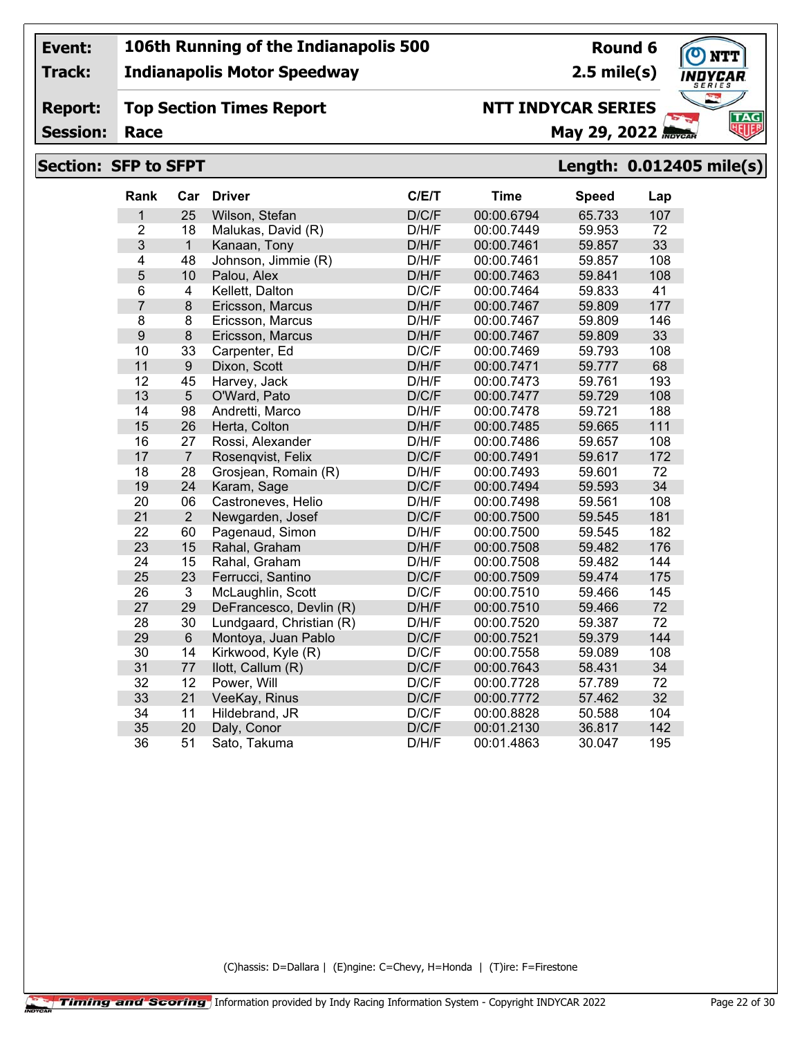| Event: | 106th Running of the Indianapolis 500 | Round 6 |
|---|---|---|
| Track: | Indianapolis Motor Speedway | 2.5 mile(s) |
| Report: | Top Section Times Report | NTT INDYCAR SERIES |
| Session: | Race | May 29, 2022 |

## Section: SFP to SFPT

**Length: 0.012405 mile(s)**

| Rank | Car | Driver | C/E/T | Time | Speed | Lap |
|---|---|---|---|---|---|---|
| 1 | 25 | Wilson, Stefan | D/C/F | 00:00.6794 | 65.733 | 107 |
| 2 | 18 | Malukas, David (R) | D/H/F | 00:00.7449 | 59.953 | 72 |
| 3 | 1 | Kanaan, Tony | D/H/F | 00:00.7461 | 59.857 | 33 |
| 4 | 48 | Johnson, Jimmie (R) | D/H/F | 00:00.7461 | 59.857 | 108 |
| 5 | 10 | Palou, Alex | D/H/F | 00:00.7463 | 59.841 | 108 |
| 6 | 4 | Kellett, Dalton | D/C/F | 00:00.7464 | 59.833 | 41 |
| 7 | 8 | Ericsson, Marcus | D/H/F | 00:00.7467 | 59.809 | 177 |
| 8 | 8 | Ericsson, Marcus | D/H/F | 00:00.7467 | 59.809 | 146 |
| 9 | 8 | Ericsson, Marcus | D/H/F | 00:00.7467 | 59.809 | 33 |
| 10 | 33 | Carpenter, Ed | D/C/F | 00:00.7469 | 59.793 | 108 |
| 11 | 9 | Dixon, Scott | D/H/F | 00:00.7471 | 59.777 | 68 |
| 12 | 45 | Harvey, Jack | D/H/F | 00:00.7473 | 59.761 | 193 |
| 13 | 5 | O'Ward, Pato | D/C/F | 00:00.7477 | 59.729 | 108 |
| 14 | 98 | Andretti, Marco | D/H/F | 00:00.7478 | 59.721 | 188 |
| 15 | 26 | Herta, Colton | D/H/F | 00:00.7485 | 59.665 | 111 |
| 16 | 27 | Rossi, Alexander | D/H/F | 00:00.7486 | 59.657 | 108 |
| 17 | 7 | Rosenqvist, Felix | D/C/F | 00:00.7491 | 59.617 | 172 |
| 18 | 28 | Grosjean, Romain (R) | D/H/F | 00:00.7493 | 59.601 | 72 |
| 19 | 24 | Karam, Sage | D/C/F | 00:00.7494 | 59.593 | 34 |
| 20 | 06 | Castroneves, Helio | D/H/F | 00:00.7498 | 59.561 | 108 |
| 21 | 2 | Newgarden, Josef | D/C/F | 00:00.7500 | 59.545 | 181 |
| 22 | 60 | Pagenaud, Simon | D/H/F | 00:00.7500 | 59.545 | 182 |
| 23 | 15 | Rahal, Graham | D/H/F | 00:00.7508 | 59.482 | 176 |
| 24 | 15 | Rahal, Graham | D/H/F | 00:00.7508 | 59.482 | 144 |
| 25 | 23 | Ferrucci, Santino | D/C/F | 00:00.7509 | 59.474 | 175 |
| 26 | 3 | McLaughlin, Scott | D/C/F | 00:00.7510 | 59.466 | 145 |
| 27 | 29 | DeFrancesco, Devlin (R) | D/H/F | 00:00.7510 | 59.466 | 72 |
| 28 | 30 | Lundgaard, Christian (R) | D/H/F | 00:00.7520 | 59.387 | 72 |
| 29 | 6 | Montoya, Juan Pablo | D/C/F | 00:00.7521 | 59.379 | 144 |
| 30 | 14 | Kirkwood, Kyle (R) | D/C/F | 00:00.7558 | 59.089 | 108 |
| 31 | 77 | Ilott, Callum (R) | D/C/F | 00:00.7643 | 58.431 | 34 |
| 32 | 12 | Power, Will | D/C/F | 00:00.7728 | 57.789 | 72 |
| 33 | 21 | VeeKay, Rinus | D/C/F | 00:00.7772 | 57.462 | 32 |
| 34 | 11 | Hildebrand, JR | D/C/F | 00:00.8828 | 50.588 | 104 |
| 35 | 20 | Daly, Conor | D/C/F | 00:01.2130 | 36.817 | 142 |
| 36 | 51 | Sato, Takuma | D/H/F | 00:01.4863 | 30.047 | 195 |

(C)hassis: D=Dallara | (E)ngine: C=Chevy, H=Honda | (T)ire: F=Firestone

Timing and Scoring — Information provided by Indy Racing Information System - Copyright INDYCAR 2022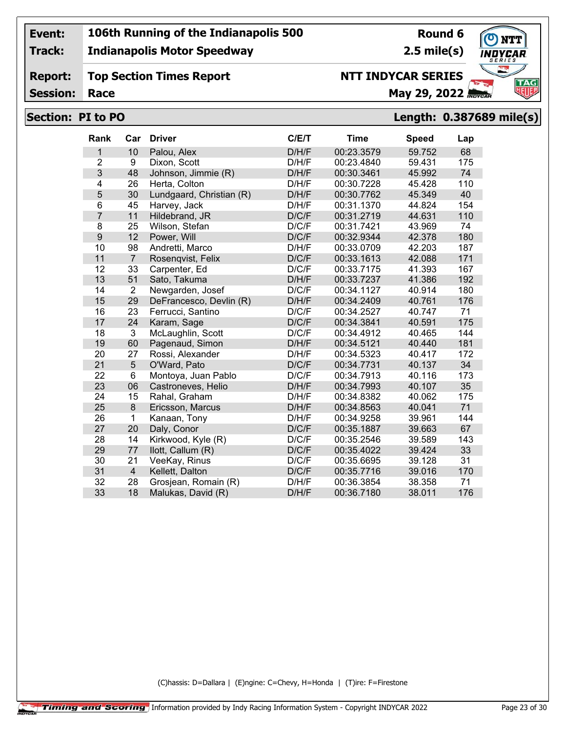**Event:** 106th Running of the Indianapolis 500 — **Round 6**

**Track:** Indianapolis Motor Speedway — **2.5 mile(s)**

**Report:** Top Section Times Report — **NTT INDYCAR SERIES**

**Session:** Race — **May 29, 2022**

## Section: PI to PO — Length: 0.387689 mile(s)

| Rank | Car | Driver | C/E/T | Time | Speed | Lap |
|---|---|---|---|---|---|---|
| 1 | 10 | Palou, Alex | D/H/F | 00:23.3579 | 59.752 | 68 |
| 2 | 9 | Dixon, Scott | D/H/F | 00:23.4840 | 59.431 | 175 |
| 3 | 48 | Johnson, Jimmie (R) | D/H/F | 00:30.3461 | 45.992 | 74 |
| 4 | 26 | Herta, Colton | D/H/F | 00:30.7228 | 45.428 | 110 |
| 5 | 30 | Lundgaard, Christian (R) | D/H/F | 00:30.7762 | 45.349 | 40 |
| 6 | 45 | Harvey, Jack | D/H/F | 00:31.1370 | 44.824 | 154 |
| 7 | 11 | Hildebrand, JR | D/C/F | 00:31.2719 | 44.631 | 110 |
| 8 | 25 | Wilson, Stefan | D/C/F | 00:31.7421 | 43.969 | 74 |
| 9 | 12 | Power, Will | D/C/F | 00:32.9344 | 42.378 | 180 |
| 10 | 98 | Andretti, Marco | D/H/F | 00:33.0709 | 42.203 | 187 |
| 11 | 7 | Rosenqvist, Felix | D/C/F | 00:33.1613 | 42.088 | 171 |
| 12 | 33 | Carpenter, Ed | D/C/F | 00:33.7175 | 41.393 | 167 |
| 13 | 51 | Sato, Takuma | D/H/F | 00:33.7237 | 41.386 | 192 |
| 14 | 2 | Newgarden, Josef | D/C/F | 00:34.1127 | 40.914 | 180 |
| 15 | 29 | DeFrancesco, Devlin (R) | D/H/F | 00:34.2409 | 40.761 | 176 |
| 16 | 23 | Ferrucci, Santino | D/C/F | 00:34.2527 | 40.747 | 71 |
| 17 | 24 | Karam, Sage | D/C/F | 00:34.3841 | 40.591 | 175 |
| 18 | 3 | McLaughlin, Scott | D/C/F | 00:34.4912 | 40.465 | 144 |
| 19 | 60 | Pagenaud, Simon | D/H/F | 00:34.5121 | 40.440 | 181 |
| 20 | 27 | Rossi, Alexander | D/H/F | 00:34.5323 | 40.417 | 172 |
| 21 | 5 | O'Ward, Pato | D/C/F | 00:34.7731 | 40.137 | 34 |
| 22 | 6 | Montoya, Juan Pablo | D/C/F | 00:34.7913 | 40.116 | 173 |
| 23 | 06 | Castroneves, Helio | D/H/F | 00:34.7993 | 40.107 | 35 |
| 24 | 15 | Rahal, Graham | D/H/F | 00:34.8382 | 40.062 | 175 |
| 25 | 8 | Ericsson, Marcus | D/H/F | 00:34.8563 | 40.041 | 71 |
| 26 | 1 | Kanaan, Tony | D/H/F | 00:34.9258 | 39.961 | 144 |
| 27 | 20 | Daly, Conor | D/C/F | 00:35.1887 | 39.663 | 67 |
| 28 | 14 | Kirkwood, Kyle (R) | D/C/F | 00:35.2546 | 39.589 | 143 |
| 29 | 77 | Ilott, Callum (R) | D/C/F | 00:35.4022 | 39.424 | 33 |
| 30 | 21 | VeeKay, Rinus | D/C/F | 00:35.6695 | 39.128 | 31 |
| 31 | 4 | Kellett, Dalton | D/C/F | 00:35.7716 | 39.016 | 170 |
| 32 | 28 | Grosjean, Romain (R) | D/H/F | 00:36.3854 | 38.358 | 71 |
| 33 | 18 | Malukas, David (R) | D/H/F | 00:36.7180 | 38.011 | 176 |

(C)hassis: D=Dallara | (E)ngine: C=Chevy, H=Honda | (T)ire: F=Firestone

Timing and Scoring — Information provided by Indy Racing Information System - Copyright INDYCAR 2022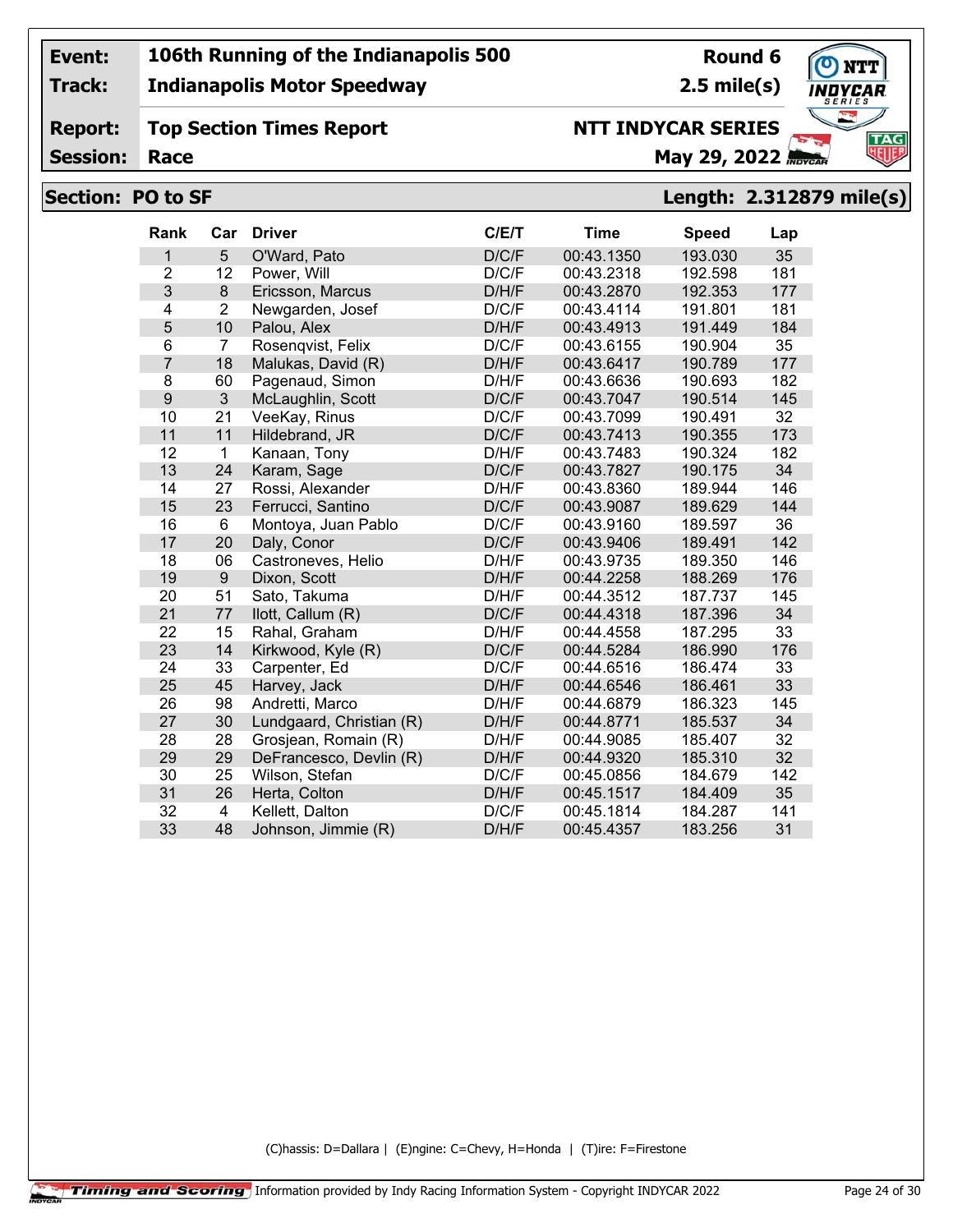**Event:** 106th Running of the Indianapolis 500 — Round 6

**Track:** Indianapolis Motor Speedway — 2.5 mile(s)

**Report:** Top Section Times Report — NTT INDYCAR SERIES

**Session:** Race — May 29, 2022

## Section: PO to SF — Length: 2.312879 mile(s)

| Rank | Car | Driver | C/E/T | Time | Speed | Lap |
|---|---|---|---|---|---|---|
| 1 | 5 | O'Ward, Pato | D/C/F | 00:43.1350 | 193.030 | 35 |
| 2 | 12 | Power, Will | D/C/F | 00:43.2318 | 192.598 | 181 |
| 3 | 8 | Ericsson, Marcus | D/H/F | 00:43.2870 | 192.353 | 177 |
| 4 | 2 | Newgarden, Josef | D/C/F | 00:43.4114 | 191.801 | 181 |
| 5 | 10 | Palou, Alex | D/H/F | 00:43.4913 | 191.449 | 184 |
| 6 | 7 | Rosenqvist, Felix | D/C/F | 00:43.6155 | 190.904 | 35 |
| 7 | 18 | Malukas, David (R) | D/H/F | 00:43.6417 | 190.789 | 177 |
| 8 | 60 | Pagenaud, Simon | D/H/F | 00:43.6636 | 190.693 | 182 |
| 9 | 3 | McLaughlin, Scott | D/C/F | 00:43.7047 | 190.514 | 145 |
| 10 | 21 | VeeKay, Rinus | D/C/F | 00:43.7099 | 190.491 | 32 |
| 11 | 11 | Hildebrand, JR | D/C/F | 00:43.7413 | 190.355 | 173 |
| 12 | 1 | Kanaan, Tony | D/H/F | 00:43.7483 | 190.324 | 182 |
| 13 | 24 | Karam, Sage | D/C/F | 00:43.7827 | 190.175 | 34 |
| 14 | 27 | Rossi, Alexander | D/H/F | 00:43.8360 | 189.944 | 146 |
| 15 | 23 | Ferrucci, Santino | D/C/F | 00:43.9087 | 189.629 | 144 |
| 16 | 6 | Montoya, Juan Pablo | D/C/F | 00:43.9160 | 189.597 | 36 |
| 17 | 20 | Daly, Conor | D/C/F | 00:43.9406 | 189.491 | 142 |
| 18 | 06 | Castroneves, Helio | D/H/F | 00:43.9735 | 189.350 | 146 |
| 19 | 9 | Dixon, Scott | D/H/F | 00:44.2258 | 188.269 | 176 |
| 20 | 51 | Sato, Takuma | D/H/F | 00:44.3512 | 187.737 | 145 |
| 21 | 77 | Ilott, Callum (R) | D/C/F | 00:44.4318 | 187.396 | 34 |
| 22 | 15 | Rahal, Graham | D/H/F | 00:44.4558 | 187.295 | 33 |
| 23 | 14 | Kirkwood, Kyle (R) | D/C/F | 00:44.5284 | 186.990 | 176 |
| 24 | 33 | Carpenter, Ed | D/C/F | 00:44.6516 | 186.474 | 33 |
| 25 | 45 | Harvey, Jack | D/H/F | 00:44.6546 | 186.461 | 33 |
| 26 | 98 | Andretti, Marco | D/H/F | 00:44.6879 | 186.323 | 145 |
| 27 | 30 | Lundgaard, Christian (R) | D/H/F | 00:44.8771 | 185.537 | 34 |
| 28 | 28 | Grosjean, Romain (R) | D/H/F | 00:44.9085 | 185.407 | 32 |
| 29 | 29 | DeFrancesco, Devlin (R) | D/H/F | 00:44.9320 | 185.310 | 32 |
| 30 | 25 | Wilson, Stefan | D/C/F | 00:45.0856 | 184.679 | 142 |
| 31 | 26 | Herta, Colton | D/H/F | 00:45.1517 | 184.409 | 35 |
| 32 | 4 | Kellett, Dalton | D/C/F | 00:45.1814 | 184.287 | 141 |
| 33 | 48 | Johnson, Jimmie (R) | D/H/F | 00:45.4357 | 183.256 | 31 |

(C)hassis: D=Dallara | (E)ngine: C=Chevy, H=Honda | (T)ire: F=Firestone

Timing and Scoring — Information provided by Indy Racing Information System - Copyright INDYCAR 2022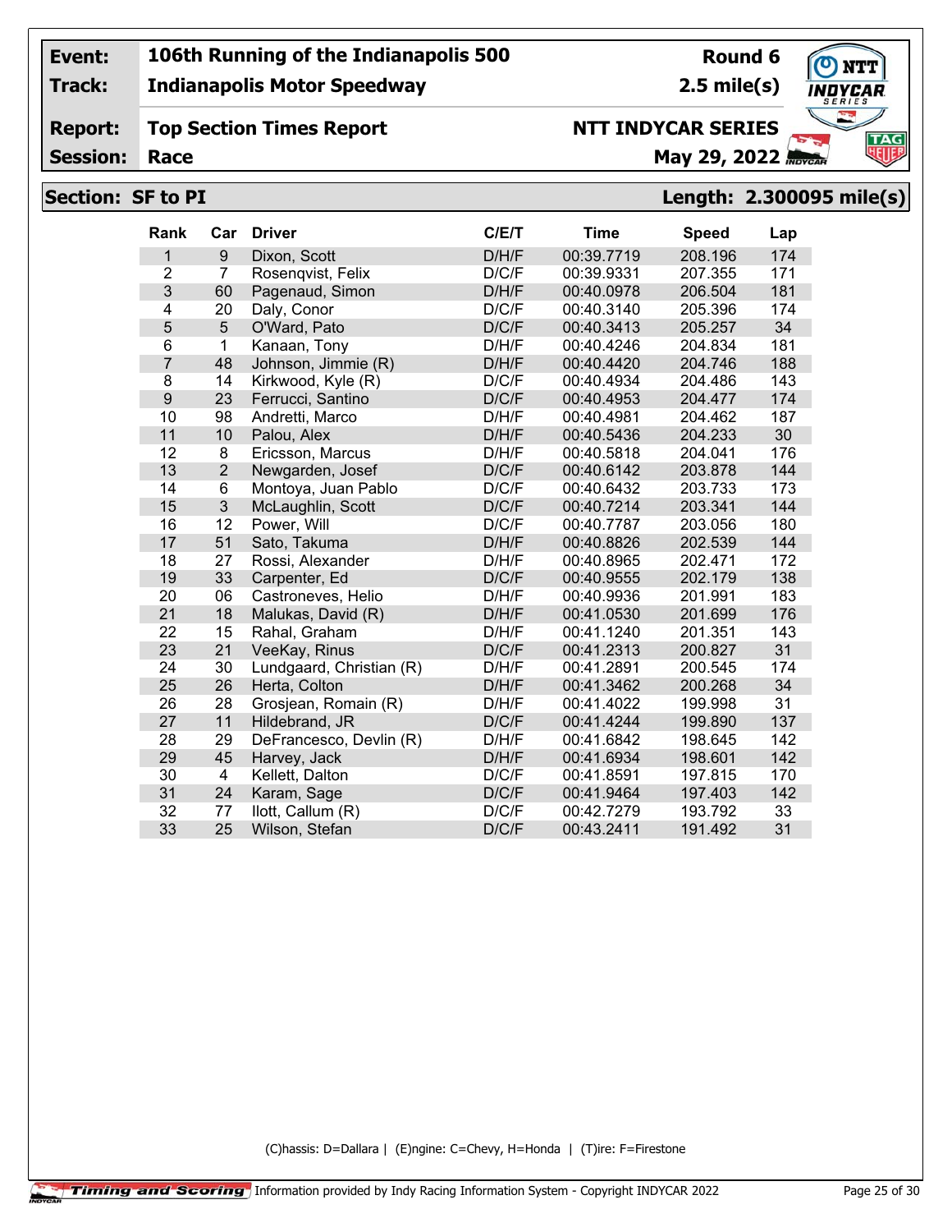| Event: | 106th Running of the Indianapolis 500 | Round 6 |
|---|---|---|
| Track: | Indianapolis Motor Speedway | 2.5 mile(s) |
| Report: | Top Section Times Report | NTT INDYCAR SERIES |
| Session: | Race | May 29, 2022 |

**Section: SF to PI** **Length: 2.300095 mile(s)**

| Rank | Car | Driver | C/E/T | Time | Speed | Lap |
|---|---|---|---|---|---|---|
| 1 | 9 | Dixon, Scott | D/H/F | 00:39.7719 | 208.196 | 174 |
| 2 | 7 | Rosenqvist, Felix | D/C/F | 00:39.9331 | 207.355 | 171 |
| 3 | 60 | Pagenaud, Simon | D/H/F | 00:40.0978 | 206.504 | 181 |
| 4 | 20 | Daly, Conor | D/C/F | 00:40.3140 | 205.396 | 174 |
| 5 | 5 | O'Ward, Pato | D/C/F | 00:40.3413 | 205.257 | 34 |
| 6 | 1 | Kanaan, Tony | D/H/F | 00:40.4246 | 204.834 | 181 |
| 7 | 48 | Johnson, Jimmie (R) | D/H/F | 00:40.4420 | 204.746 | 188 |
| 8 | 14 | Kirkwood, Kyle (R) | D/C/F | 00:40.4934 | 204.486 | 143 |
| 9 | 23 | Ferrucci, Santino | D/C/F | 00:40.4953 | 204.477 | 174 |
| 10 | 98 | Andretti, Marco | D/H/F | 00:40.4981 | 204.462 | 187 |
| 11 | 10 | Palou, Alex | D/H/F | 00:40.5436 | 204.233 | 30 |
| 12 | 8 | Ericsson, Marcus | D/H/F | 00:40.5818 | 204.041 | 176 |
| 13 | 2 | Newgarden, Josef | D/C/F | 00:40.6142 | 203.878 | 144 |
| 14 | 6 | Montoya, Juan Pablo | D/C/F | 00:40.6432 | 203.733 | 173 |
| 15 | 3 | McLaughlin, Scott | D/C/F | 00:40.7214 | 203.341 | 144 |
| 16 | 12 | Power, Will | D/C/F | 00:40.7787 | 203.056 | 180 |
| 17 | 51 | Sato, Takuma | D/H/F | 00:40.8826 | 202.539 | 144 |
| 18 | 27 | Rossi, Alexander | D/H/F | 00:40.8965 | 202.471 | 172 |
| 19 | 33 | Carpenter, Ed | D/C/F | 00:40.9555 | 202.179 | 138 |
| 20 | 06 | Castroneves, Helio | D/H/F | 00:40.9936 | 201.991 | 183 |
| 21 | 18 | Malukas, David (R) | D/H/F | 00:41.0530 | 201.699 | 176 |
| 22 | 15 | Rahal, Graham | D/H/F | 00:41.1240 | 201.351 | 143 |
| 23 | 21 | VeeKay, Rinus | D/C/F | 00:41.2313 | 200.827 | 31 |
| 24 | 30 | Lundgaard, Christian (R) | D/H/F | 00:41.2891 | 200.545 | 174 |
| 25 | 26 | Herta, Colton | D/H/F | 00:41.3462 | 200.268 | 34 |
| 26 | 28 | Grosjean, Romain (R) | D/H/F | 00:41.4022 | 199.998 | 31 |
| 27 | 11 | Hildebrand, JR | D/C/F | 00:41.4244 | 199.890 | 137 |
| 28 | 29 | DeFrancesco, Devlin (R) | D/H/F | 00:41.6842 | 198.645 | 142 |
| 29 | 45 | Harvey, Jack | D/H/F | 00:41.6934 | 198.601 | 142 |
| 30 | 4 | Kellett, Dalton | D/C/F | 00:41.8591 | 197.815 | 170 |
| 31 | 24 | Karam, Sage | D/C/F | 00:41.9464 | 197.403 | 142 |
| 32 | 77 | Ilott, Callum (R) | D/C/F | 00:42.7279 | 193.792 | 33 |
| 33 | 25 | Wilson, Stefan | D/C/F | 00:43.2411 | 191.492 | 31 |

(C)hassis: D=Dallara | (E)ngine: C=Chevy, H=Honda | (T)ire: F=Firestone

Timing and Scoring Information provided by Indy Racing Information System - Copyright INDYCAR 2022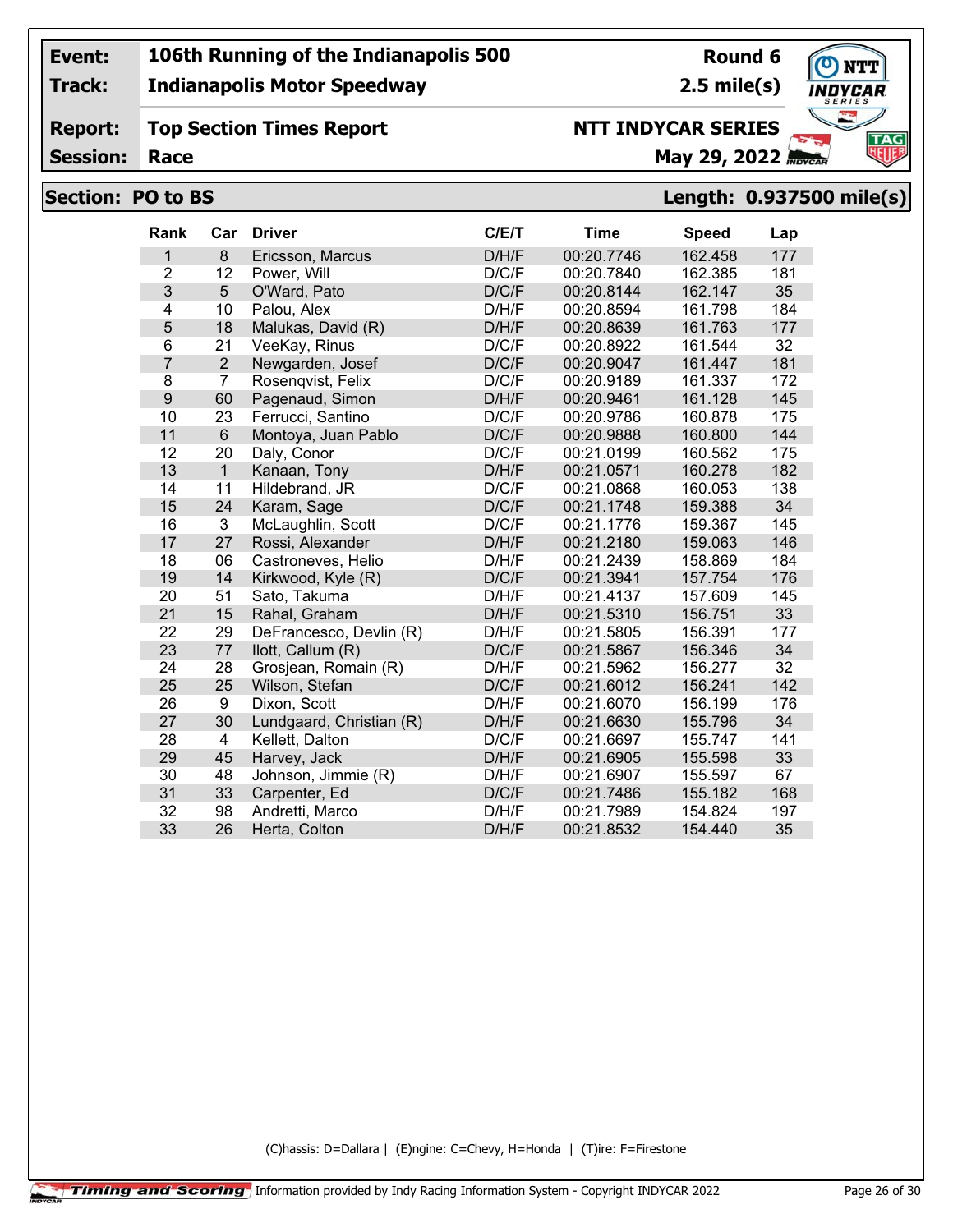**Event:** 106th Running of the Indianapolis 500 — **Round 6**

**Track:** Indianapolis Motor Speedway — **2.5 mile(s)**

**Report:** Top Section Times Report — **NTT INDYCAR SERIES**

**Session:** Race — **May 29, 2022**

## Section: PO to BS — Length: 0.937500 mile(s)

| Rank | Car | Driver | C/E/T | Time | Speed | Lap |
|---|---|---|---|---|---|---|
| 1 | 8 | Ericsson, Marcus | D/H/F | 00:20.7746 | 162.458 | 177 |
| 2 | 12 | Power, Will | D/C/F | 00:20.7840 | 162.385 | 181 |
| 3 | 5 | O'Ward, Pato | D/C/F | 00:20.8144 | 162.147 | 35 |
| 4 | 10 | Palou, Alex | D/H/F | 00:20.8594 | 161.798 | 184 |
| 5 | 18 | Malukas, David (R) | D/H/F | 00:20.8639 | 161.763 | 177 |
| 6 | 21 | VeeKay, Rinus | D/C/F | 00:20.8922 | 161.544 | 32 |
| 7 | 2 | Newgarden, Josef | D/C/F | 00:20.9047 | 161.447 | 181 |
| 8 | 7 | Rosenqvist, Felix | D/C/F | 00:20.9189 | 161.337 | 172 |
| 9 | 60 | Pagenaud, Simon | D/H/F | 00:20.9461 | 161.128 | 145 |
| 10 | 23 | Ferrucci, Santino | D/C/F | 00:20.9786 | 160.878 | 175 |
| 11 | 6 | Montoya, Juan Pablo | D/C/F | 00:20.9888 | 160.800 | 144 |
| 12 | 20 | Daly, Conor | D/C/F | 00:21.0199 | 160.562 | 175 |
| 13 | 1 | Kanaan, Tony | D/H/F | 00:21.0571 | 160.278 | 182 |
| 14 | 11 | Hildebrand, JR | D/C/F | 00:21.0868 | 160.053 | 138 |
| 15 | 24 | Karam, Sage | D/C/F | 00:21.1748 | 159.388 | 34 |
| 16 | 3 | McLaughlin, Scott | D/C/F | 00:21.1776 | 159.367 | 145 |
| 17 | 27 | Rossi, Alexander | D/H/F | 00:21.2180 | 159.063 | 146 |
| 18 | 06 | Castroneves, Helio | D/H/F | 00:21.2439 | 158.869 | 184 |
| 19 | 14 | Kirkwood, Kyle (R) | D/C/F | 00:21.3941 | 157.754 | 176 |
| 20 | 51 | Sato, Takuma | D/H/F | 00:21.4137 | 157.609 | 145 |
| 21 | 15 | Rahal, Graham | D/H/F | 00:21.5310 | 156.751 | 33 |
| 22 | 29 | DeFrancesco, Devlin (R) | D/H/F | 00:21.5805 | 156.391 | 177 |
| 23 | 77 | Ilott, Callum (R) | D/C/F | 00:21.5867 | 156.346 | 34 |
| 24 | 28 | Grosjean, Romain (R) | D/H/F | 00:21.5962 | 156.277 | 32 |
| 25 | 25 | Wilson, Stefan | D/C/F | 00:21.6012 | 156.241 | 142 |
| 26 | 9 | Dixon, Scott | D/H/F | 00:21.6070 | 156.199 | 176 |
| 27 | 30 | Lundgaard, Christian (R) | D/H/F | 00:21.6630 | 155.796 | 34 |
| 28 | 4 | Kellett, Dalton | D/C/F | 00:21.6697 | 155.747 | 141 |
| 29 | 45 | Harvey, Jack | D/H/F | 00:21.6905 | 155.598 | 33 |
| 30 | 48 | Johnson, Jimmie (R) | D/H/F | 00:21.6907 | 155.597 | 67 |
| 31 | 33 | Carpenter, Ed | D/C/F | 00:21.7486 | 155.182 | 168 |
| 32 | 98 | Andretti, Marco | D/H/F | 00:21.7989 | 154.824 | 197 |
| 33 | 26 | Herta, Colton | D/H/F | 00:21.8532 | 154.440 | 35 |

(C)hassis: D=Dallara | (E)ngine: C=Chevy, H=Honda | (T)ire: F=Firestone

Timing and Scoring — Information provided by Indy Racing Information System - Copyright INDYCAR 2022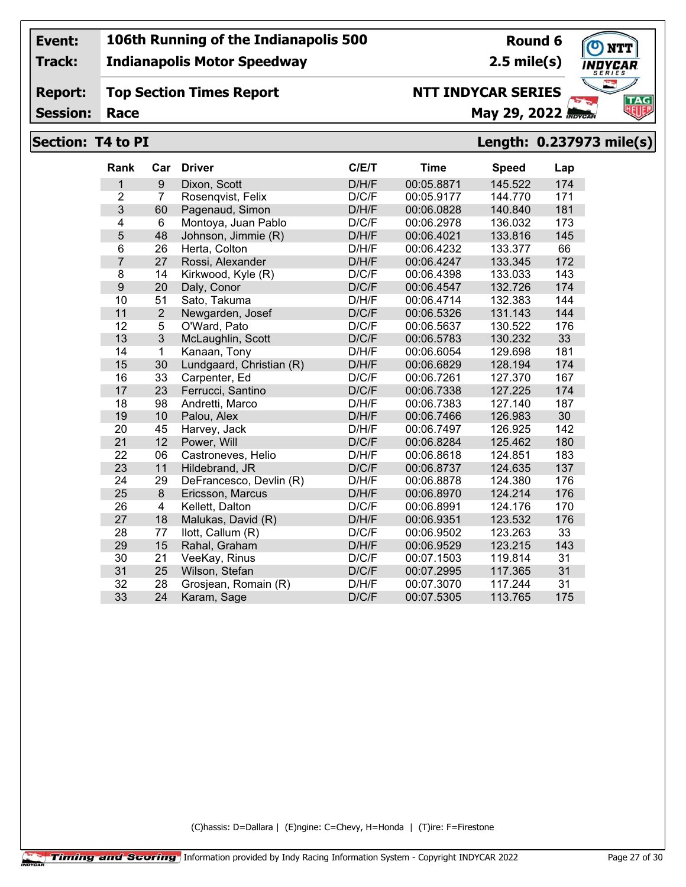| Event: | 106th Running of the Indianapolis 500 | Round 6 |
|---|---|---|
| Track: | Indianapolis Motor Speedway | 2.5 mile(s) |
| Report: | Top Section Times Report | NTT INDYCAR SERIES |
| Session: | Race | May 29, 2022 |

## Section: T4 to PI — Length: 0.237973 mile(s)

| Rank | Car | Driver | C/E/T | Time | Speed | Lap |
|---|---|---|---|---|---|---|
| 1 | 9 | Dixon, Scott | D/H/F | 00:05.8871 | 145.522 | 174 |
| 2 | 7 | Rosenqvist, Felix | D/C/F | 00:05.9177 | 144.770 | 171 |
| 3 | 60 | Pagenaud, Simon | D/H/F | 00:06.0828 | 140.840 | 181 |
| 4 | 6 | Montoya, Juan Pablo | D/C/F | 00:06.2978 | 136.032 | 173 |
| 5 | 48 | Johnson, Jimmie (R) | D/H/F | 00:06.4021 | 133.816 | 145 |
| 6 | 26 | Herta, Colton | D/H/F | 00:06.4232 | 133.377 | 66 |
| 7 | 27 | Rossi, Alexander | D/H/F | 00:06.4247 | 133.345 | 172 |
| 8 | 14 | Kirkwood, Kyle (R) | D/C/F | 00:06.4398 | 133.033 | 143 |
| 9 | 20 | Daly, Conor | D/C/F | 00:06.4547 | 132.726 | 174 |
| 10 | 51 | Sato, Takuma | D/H/F | 00:06.4714 | 132.383 | 144 |
| 11 | 2 | Newgarden, Josef | D/C/F | 00:06.5326 | 131.143 | 144 |
| 12 | 5 | O'Ward, Pato | D/C/F | 00:06.5637 | 130.522 | 176 |
| 13 | 3 | McLaughlin, Scott | D/C/F | 00:06.5783 | 130.232 | 33 |
| 14 | 1 | Kanaan, Tony | D/H/F | 00:06.6054 | 129.698 | 181 |
| 15 | 30 | Lundgaard, Christian (R) | D/H/F | 00:06.6829 | 128.194 | 174 |
| 16 | 33 | Carpenter, Ed | D/C/F | 00:06.7261 | 127.370 | 167 |
| 17 | 23 | Ferrucci, Santino | D/C/F | 00:06.7338 | 127.225 | 174 |
| 18 | 98 | Andretti, Marco | D/H/F | 00:06.7383 | 127.140 | 187 |
| 19 | 10 | Palou, Alex | D/H/F | 00:06.7466 | 126.983 | 30 |
| 20 | 45 | Harvey, Jack | D/H/F | 00:06.7497 | 126.925 | 142 |
| 21 | 12 | Power, Will | D/C/F | 00:06.8284 | 125.462 | 180 |
| 22 | 06 | Castroneves, Helio | D/H/F | 00:06.8618 | 124.851 | 183 |
| 23 | 11 | Hildebrand, JR | D/C/F | 00:06.8737 | 124.635 | 137 |
| 24 | 29 | DeFrancesco, Devlin (R) | D/H/F | 00:06.8878 | 124.380 | 176 |
| 25 | 8 | Ericsson, Marcus | D/H/F | 00:06.8970 | 124.214 | 176 |
| 26 | 4 | Kellett, Dalton | D/C/F | 00:06.8991 | 124.176 | 170 |
| 27 | 18 | Malukas, David (R) | D/H/F | 00:06.9351 | 123.532 | 176 |
| 28 | 77 | Ilott, Callum (R) | D/C/F | 00:06.9502 | 123.263 | 33 |
| 29 | 15 | Rahal, Graham | D/H/F | 00:06.9529 | 123.215 | 143 |
| 30 | 21 | VeeKay, Rinus | D/C/F | 00:07.1503 | 119.814 | 31 |
| 31 | 25 | Wilson, Stefan | D/C/F | 00:07.2995 | 117.365 | 31 |
| 32 | 28 | Grosjean, Romain (R) | D/H/F | 00:07.3070 | 117.244 | 31 |
| 33 | 24 | Karam, Sage | D/C/F | 00:07.5305 | 113.765 | 175 |

(C)hassis: D=Dallara | (E)ngine: C=Chevy, H=Honda | (T)ire: F=Firestone

Timing and Scoring | Information provided by Indy Racing Information System - Copyright INDYCAR 2022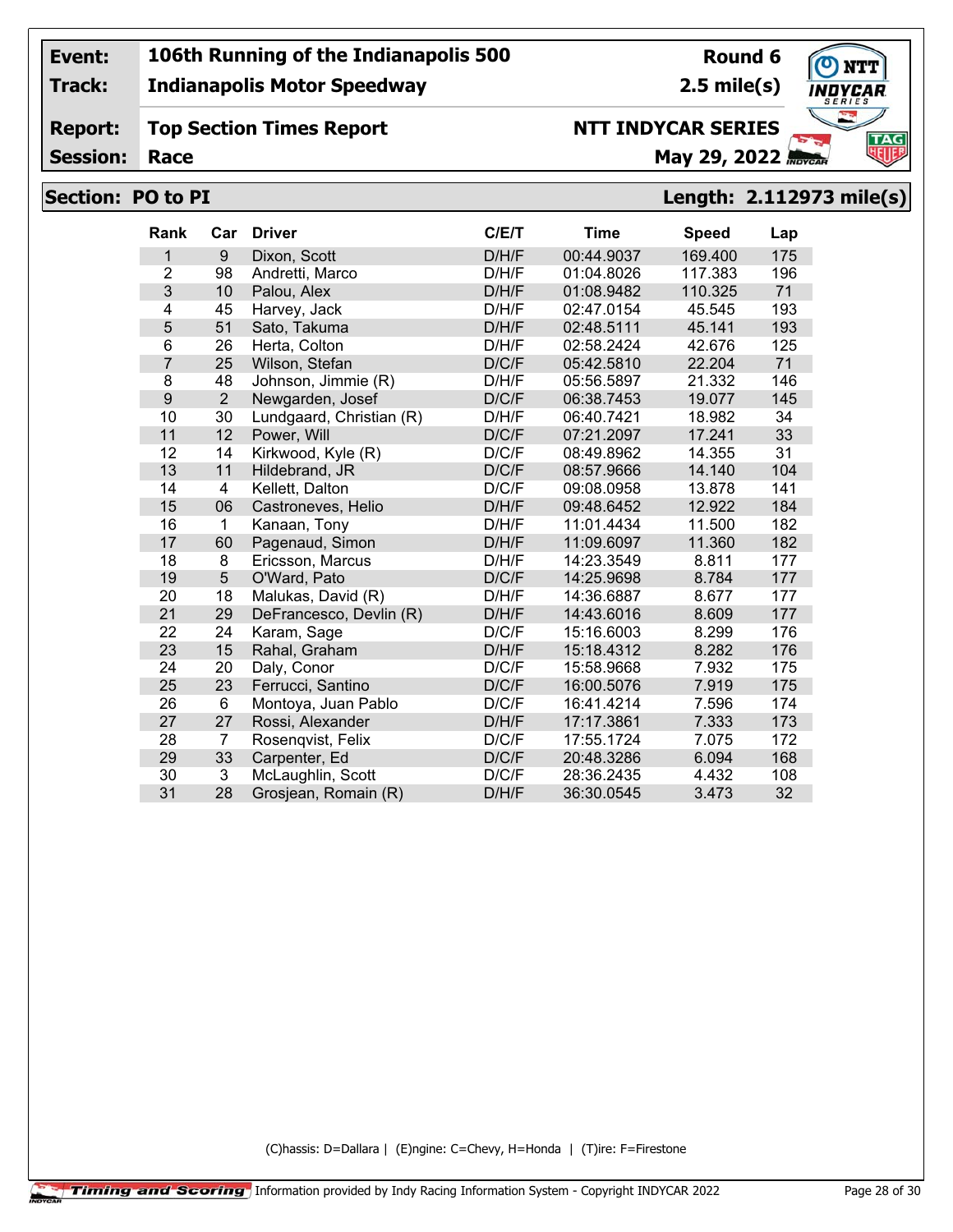| | | | |
|---|---|---|---|
| **Event:** | **106th Running of the Indianapolis 500** | **Round 6** | |
| **Track:** | **Indianapolis Motor Speedway** | **2.5 mile(s)** | |
| **Report:** | **Top Section Times Report** | **NTT INDYCAR SERIES** | |
| **Session:** | **Race** | **May 29, 2022** | |

## Section: PO to PI — Length: 2.112973 mile(s)

| Rank | Car | Driver | C/E/T | Time | Speed | Lap |
|---|---|---|---|---|---|---|
| 1 | 9 | Dixon, Scott | D/H/F | 00:44.9037 | 169.400 | 175 |
| 2 | 98 | Andretti, Marco | D/H/F | 01:04.8026 | 117.383 | 196 |
| 3 | 10 | Palou, Alex | D/H/F | 01:08.9482 | 110.325 | 71 |
| 4 | 45 | Harvey, Jack | D/H/F | 02:47.0154 | 45.545 | 193 |
| 5 | 51 | Sato, Takuma | D/H/F | 02:48.5111 | 45.141 | 193 |
| 6 | 26 | Herta, Colton | D/H/F | 02:58.2424 | 42.676 | 125 |
| 7 | 25 | Wilson, Stefan | D/C/F | 05:42.5810 | 22.204 | 71 |
| 8 | 48 | Johnson, Jimmie (R) | D/H/F | 05:56.5897 | 21.332 | 146 |
| 9 | 2 | Newgarden, Josef | D/C/F | 06:38.7453 | 19.077 | 145 |
| 10 | 30 | Lundgaard, Christian (R) | D/H/F | 06:40.7421 | 18.982 | 34 |
| 11 | 12 | Power, Will | D/C/F | 07:21.2097 | 17.241 | 33 |
| 12 | 14 | Kirkwood, Kyle (R) | D/C/F | 08:49.8962 | 14.355 | 31 |
| 13 | 11 | Hildebrand, JR | D/C/F | 08:57.9666 | 14.140 | 104 |
| 14 | 4 | Kellett, Dalton | D/C/F | 09:08.0958 | 13.878 | 141 |
| 15 | 06 | Castroneves, Helio | D/H/F | 09:48.6452 | 12.922 | 184 |
| 16 | 1 | Kanaan, Tony | D/H/F | 11:01.4434 | 11.500 | 182 |
| 17 | 60 | Pagenaud, Simon | D/H/F | 11:09.6097 | 11.360 | 182 |
| 18 | 8 | Ericsson, Marcus | D/H/F | 14:23.3549 | 8.811 | 177 |
| 19 | 5 | O'Ward, Pato | D/C/F | 14:25.9698 | 8.784 | 177 |
| 20 | 18 | Malukas, David (R) | D/H/F | 14:36.6887 | 8.677 | 177 |
| 21 | 29 | DeFrancesco, Devlin (R) | D/H/F | 14:43.6016 | 8.609 | 177 |
| 22 | 24 | Karam, Sage | D/C/F | 15:16.6003 | 8.299 | 176 |
| 23 | 15 | Rahal, Graham | D/H/F | 15:18.4312 | 8.282 | 176 |
| 24 | 20 | Daly, Conor | D/C/F | 15:58.9668 | 7.932 | 175 |
| 25 | 23 | Ferrucci, Santino | D/C/F | 16:00.5076 | 7.919 | 175 |
| 26 | 6 | Montoya, Juan Pablo | D/C/F | 16:41.4214 | 7.596 | 174 |
| 27 | 27 | Rossi, Alexander | D/H/F | 17:17.3861 | 7.333 | 173 |
| 28 | 7 | Rosenqvist, Felix | D/C/F | 17:55.1724 | 7.075 | 172 |
| 29 | 33 | Carpenter, Ed | D/C/F | 20:48.3286 | 6.094 | 168 |
| 30 | 3 | McLaughlin, Scott | D/C/F | 28:36.2435 | 4.432 | 108 |
| 31 | 28 | Grosjean, Romain (R) | D/H/F | 36:30.0545 | 3.473 | 32 |

(C)hassis: D=Dallara | (E)ngine: C=Chevy, H=Honda | (T)ire: F=Firestone

Information provided by Indy Racing Information System - Copyright INDYCAR 2022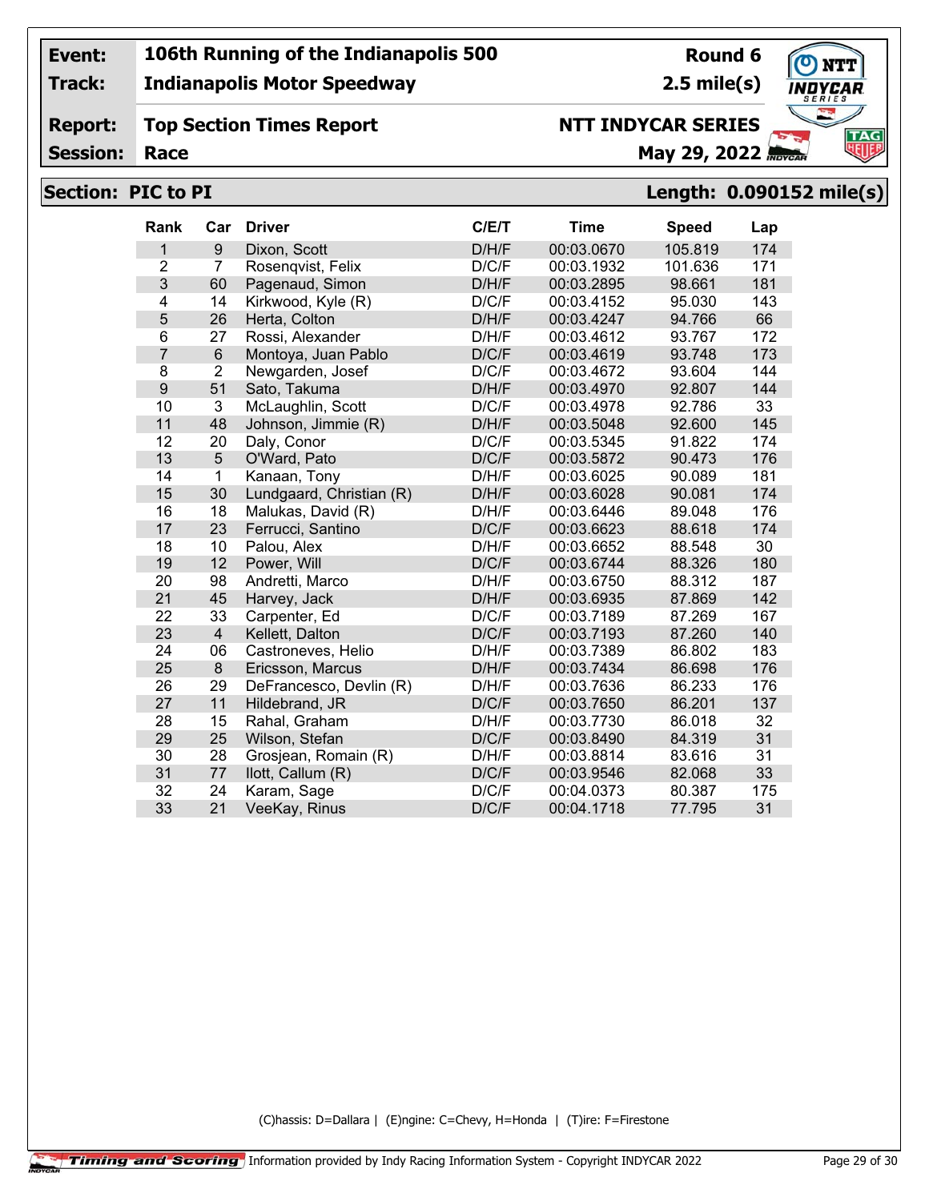| Event: | 106th Running of the Indianapolis 500 | Round 6 |
|---|---|---|
| Track: | Indianapolis Motor Speedway | 2.5 mile(s) |
| Report: | Top Section Times Report | NTT INDYCAR SERIES |
| Session: | Race | May 29, 2022 |

## Section: PIC to PI

**Length: 0.090152 mile(s)**

| Rank | Car | Driver | C/E/T | Time | Speed | Lap |
|---|---|---|---|---|---|---|
| 1 | 9 | Dixon, Scott | D/H/F | 00:03.0670 | 105.819 | 174 |
| 2 | 7 | Rosenqvist, Felix | D/C/F | 00:03.1932 | 101.636 | 171 |
| 3 | 60 | Pagenaud, Simon | D/H/F | 00:03.2895 | 98.661 | 181 |
| 4 | 14 | Kirkwood, Kyle (R) | D/C/F | 00:03.4152 | 95.030 | 143 |
| 5 | 26 | Herta, Colton | D/H/F | 00:03.4247 | 94.766 | 66 |
| 6 | 27 | Rossi, Alexander | D/H/F | 00:03.4612 | 93.767 | 172 |
| 7 | 6 | Montoya, Juan Pablo | D/C/F | 00:03.4619 | 93.748 | 173 |
| 8 | 2 | Newgarden, Josef | D/C/F | 00:03.4672 | 93.604 | 144 |
| 9 | 51 | Sato, Takuma | D/H/F | 00:03.4970 | 92.807 | 144 |
| 10 | 3 | McLaughlin, Scott | D/C/F | 00:03.4978 | 92.786 | 33 |
| 11 | 48 | Johnson, Jimmie (R) | D/H/F | 00:03.5048 | 92.600 | 145 |
| 12 | 20 | Daly, Conor | D/C/F | 00:03.5345 | 91.822 | 174 |
| 13 | 5 | O'Ward, Pato | D/C/F | 00:03.5872 | 90.473 | 176 |
| 14 | 1 | Kanaan, Tony | D/H/F | 00:03.6025 | 90.089 | 181 |
| 15 | 30 | Lundgaard, Christian (R) | D/H/F | 00:03.6028 | 90.081 | 174 |
| 16 | 18 | Malukas, David (R) | D/H/F | 00:03.6446 | 89.048 | 176 |
| 17 | 23 | Ferrucci, Santino | D/C/F | 00:03.6623 | 88.618 | 174 |
| 18 | 10 | Palou, Alex | D/H/F | 00:03.6652 | 88.548 | 30 |
| 19 | 12 | Power, Will | D/C/F | 00:03.6744 | 88.326 | 180 |
| 20 | 98 | Andretti, Marco | D/H/F | 00:03.6750 | 88.312 | 187 |
| 21 | 45 | Harvey, Jack | D/H/F | 00:03.6935 | 87.869 | 142 |
| 22 | 33 | Carpenter, Ed | D/C/F | 00:03.7189 | 87.269 | 167 |
| 23 | 4 | Kellett, Dalton | D/C/F | 00:03.7193 | 87.260 | 140 |
| 24 | 06 | Castroneves, Helio | D/H/F | 00:03.7389 | 86.802 | 183 |
| 25 | 8 | Ericsson, Marcus | D/H/F | 00:03.7434 | 86.698 | 176 |
| 26 | 29 | DeFrancesco, Devlin (R) | D/H/F | 00:03.7636 | 86.233 | 176 |
| 27 | 11 | Hildebrand, JR | D/C/F | 00:03.7650 | 86.201 | 137 |
| 28 | 15 | Rahal, Graham | D/H/F | 00:03.7730 | 86.018 | 32 |
| 29 | 25 | Wilson, Stefan | D/C/F | 00:03.8490 | 84.319 | 31 |
| 30 | 28 | Grosjean, Romain (R) | D/H/F | 00:03.8814 | 83.616 | 31 |
| 31 | 77 | Ilott, Callum (R) | D/C/F | 00:03.9546 | 82.068 | 33 |
| 32 | 24 | Karam, Sage | D/C/F | 00:04.0373 | 80.387 | 175 |
| 33 | 21 | VeeKay, Rinus | D/C/F | 00:04.1718 | 77.795 | 31 |

(C)hassis: D=Dallara | (E)ngine: C=Chevy, H=Honda | (T)ire: F=Firestone

Timing and Scoring Information provided by Indy Racing Information System - Copyright INDYCAR 2022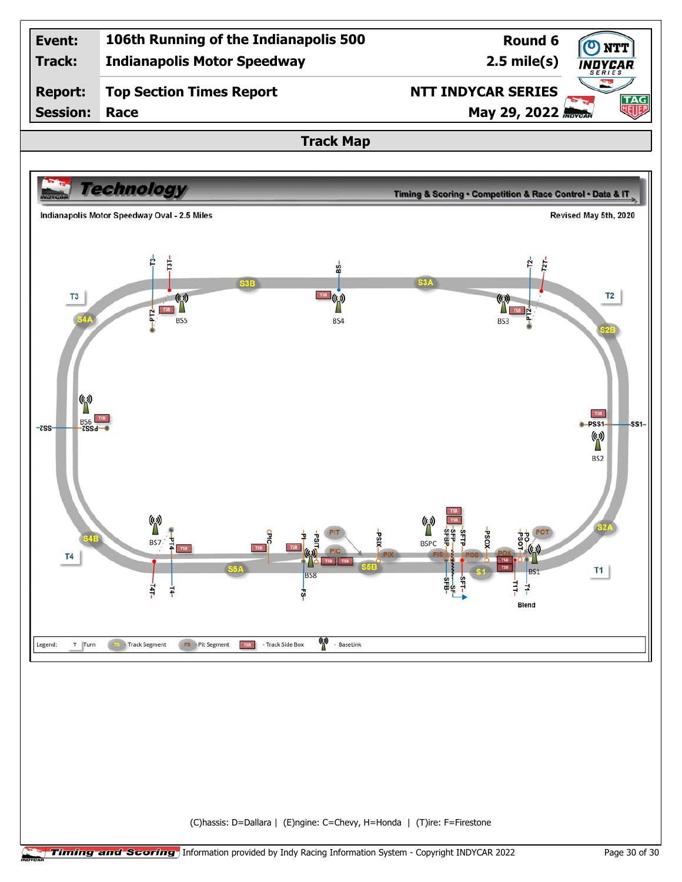| | | | |
|---|---|---|---|
| **Event:** | **106th Running of the Indianapolis 500** | **Round 6** | |
| **Track:** | **Indianapolis Motor Speedway** | **2.5 mile(s)** | |
| **Report:** | **Top Section Times Report** | **NTT INDYCAR SERIES** | |
| **Session:** | **Race** | **May 29, 2022** | |

## Track Map

**Technology**

Timing & Scoring • Competition & Race Control • Data & IT

Indianapolis Motor Speedway Oval - 2.5 Miles

Revised May 5th, 2020

T3
T3T
S3B
BS
S3A
T2
T2T
T3
S4A
PT2
TSB
BS5
TSB
BS4
BS3
TSB
PT2
T2
S2B
BS6
TSB
SS2
PSS2
TSB
PSS1
SS1
BS2
BS7
PT4
TSB
PIC
TSB
PI
TSB
PSI
PIT
PSIX
BSPC
TSB
TSB
SFBP
SFP
SFTP
PSOX
PO
PSOT
POT
S2A
S4B
T4
S5A
PIC
BS8
TSB
TSB
S5B
PIX
PIS
POS
POX
TSB
TSB
BS1
T1
S1
T4T
T4
FS
SFB
SF
SFT
T1T
T1
Blend

Legend: T Turn | TS - Track Segment | PS - Pit Segment | TSB - Track Side Box | BaseLink

(C)hassis: D=Dallara | (E)ngine: C=Chevy, H=Honda | (T)ire: F=Firestone

Information provided by Indy Racing Information System - Copyright INDYCAR 2022